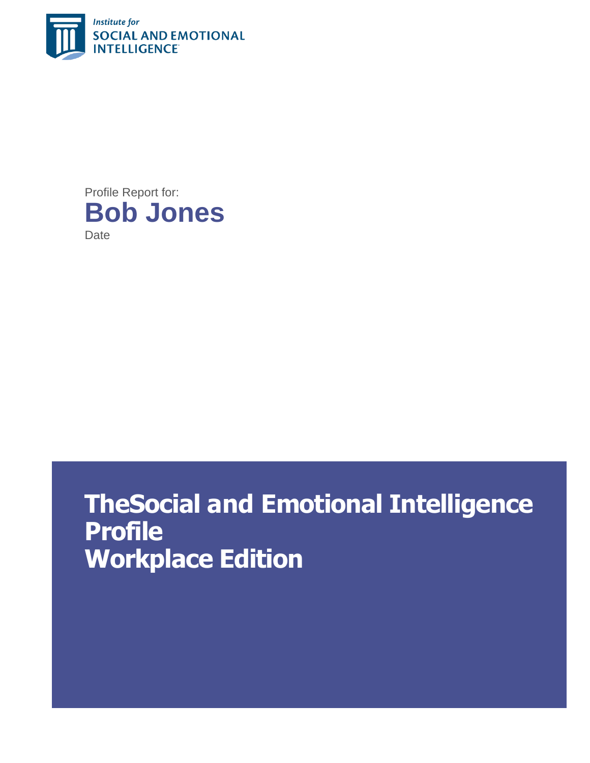Institute for
SOCIAL AND EMOTIONAL
INTELLIGENCE

Profile Report for:

# Bob Jones

Date

# TheSocial and Emotional Intelligence Profile
# Workplace Edition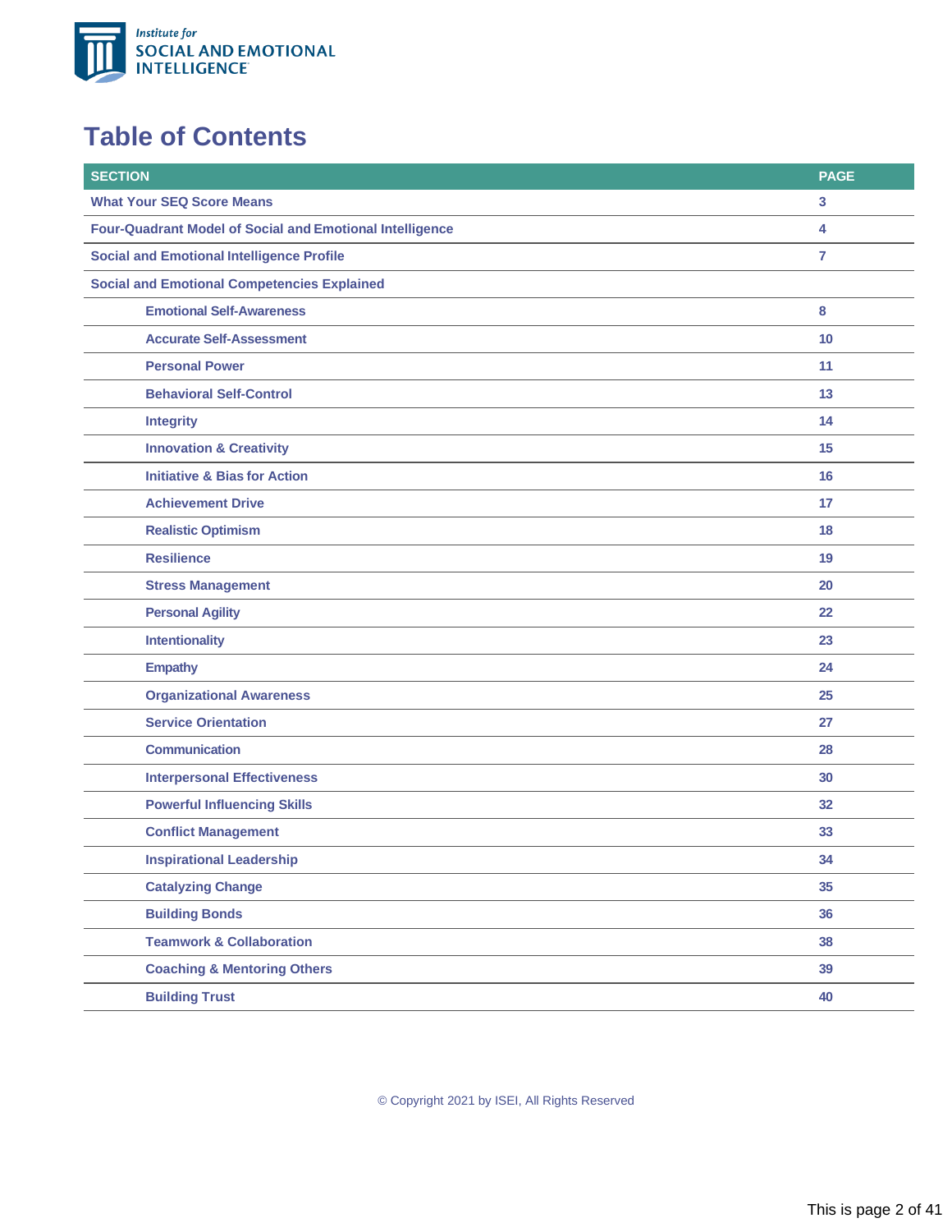# Table of Contents

| SECTION | PAGE |
|---|---|
| What Your SEQ Score Means | 3 |
| Four-Quadrant Model of Social and Emotional Intelligence | 4 |
| Social and Emotional Intelligence Profile | 7 |
| Social and Emotional Competencies Explained | |
| Emotional Self-Awareness | 8 |
| Accurate Self-Assessment | 10 |
| Personal Power | 11 |
| Behavioral Self-Control | 13 |
| Integrity | 14 |
| Innovation & Creativity | 15 |
| Initiative & Bias for Action | 16 |
| Achievement Drive | 17 |
| Realistic Optimism | 18 |
| Resilience | 19 |
| Stress Management | 20 |
| Personal Agility | 22 |
| Intentionality | 23 |
| Empathy | 24 |
| Organizational Awareness | 25 |
| Service Orientation | 27 |
| Communication | 28 |
| Interpersonal Effectiveness | 30 |
| Powerful Influencing Skills | 32 |
| Conflict Management | 33 |
| Inspirational Leadership | 34 |
| Catalyzing Change | 35 |
| Building Bonds | 36 |
| Teamwork & Collaboration | 38 |
| Coaching & Mentoring Others | 39 |
| Building Trust | 40 |

© Copyright 2021 by ISEI, All Rights Reserved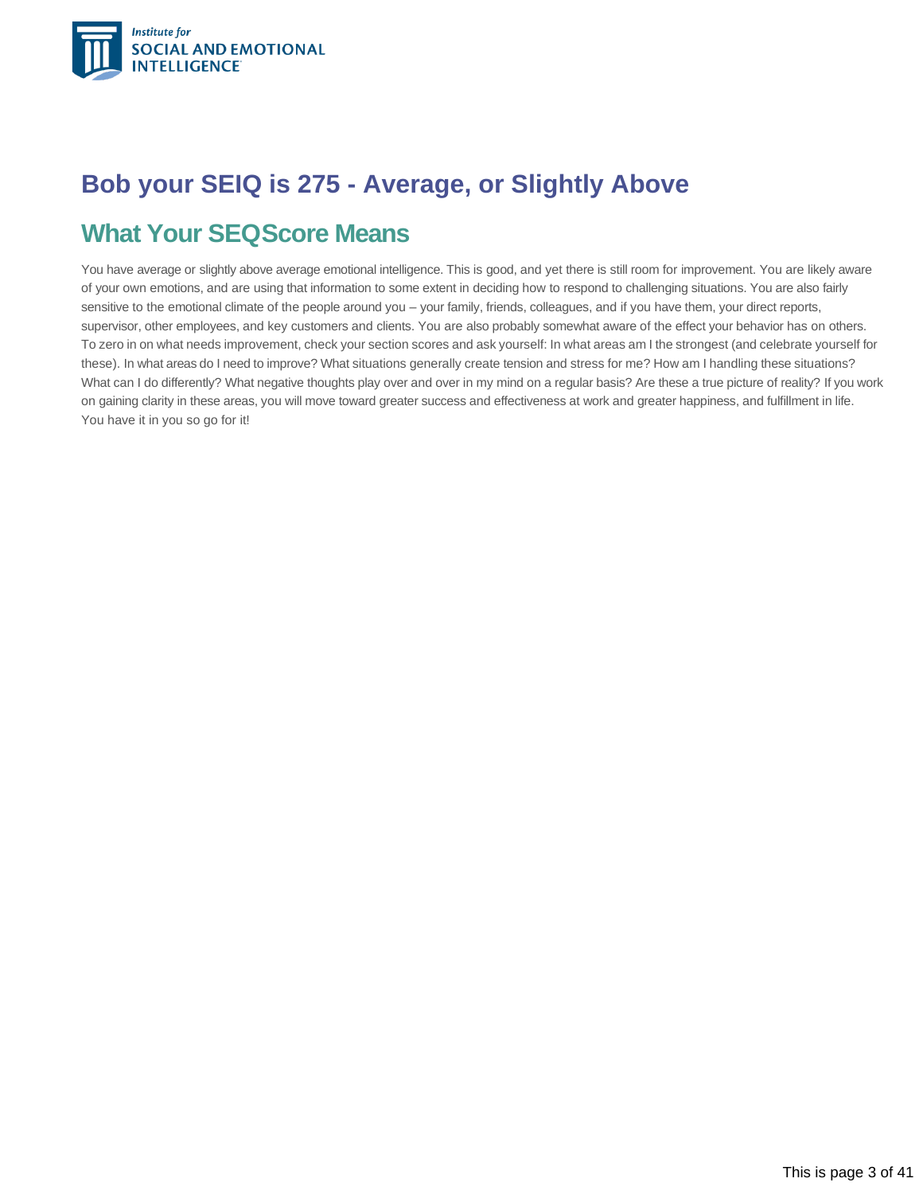# Bob your SEIQ is 275 - Average, or Slightly Above

## What Your SEQScore Means

You have average or slightly above average emotional intelligence. This is good, and yet there is still room for improvement. You are likely aware of your own emotions, and are using that information to some extent in deciding how to respond to challenging situations. You are also fairly sensitive to the emotional climate of the people around you – your family, friends, colleagues, and if you have them, your direct reports, supervisor, other employees, and key customers and clients. You are also probably somewhat aware of the effect your behavior has on others. To zero in on what needs improvement, check your section scores and ask yourself: In what areas am I the strongest (and celebrate yourself for these). In what areas do I need to improve? What situations generally create tension and stress for me? How am I handling these situations? What can I do differently? What negative thoughts play over and over in my mind on a regular basis? Are these a true picture of reality? If you work on gaining clarity in these areas, you will move toward greater success and effectiveness at work and greater happiness, and fulfillment in life. You have it in you so go for it!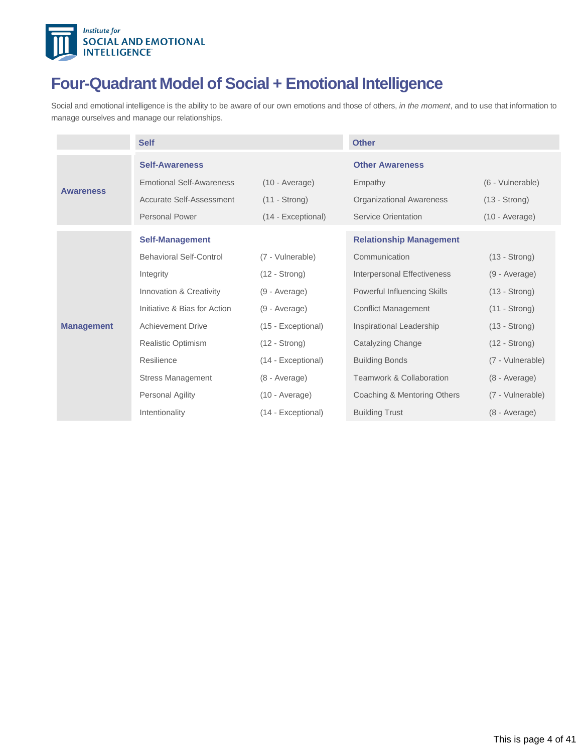Institute for SOCIAL AND EMOTIONAL INTELLIGENCE

# Four-Quadrant Model of Social + Emotional Intelligence

Social and emotional intelligence is the ability to be aware of our own emotions and those of others, *in the moment*, and to use that information to manage ourselves and manage our relationships.

| | Self | | Other | |
|---|---|---|---|---|
| **Awareness** | **Self-Awareness** | | **Other Awareness** | |
| | Emotional Self-Awareness | (10 - Average) | Empathy | (6 - Vulnerable) |
| | Accurate Self-Assessment | (11 - Strong) | Organizational Awareness | (13 - Strong) |
| | Personal Power | (14 - Exceptional) | Service Orientation | (10 - Average) |
| **Management** | **Self-Management** | | **Relationship Management** | |
| | Behavioral Self-Control | (7 - Vulnerable) | Communication | (13 - Strong) |
| | Integrity | (12 - Strong) | Interpersonal Effectiveness | (9 - Average) |
| | Innovation & Creativity | (9 - Average) | Powerful Influencing Skills | (13 - Strong) |
| | Initiative & Bias for Action | (9 - Average) | Conflict Management | (11 - Strong) |
| | Achievement Drive | (15 - Exceptional) | Inspirational Leadership | (13 - Strong) |
| | Realistic Optimism | (12 - Strong) | Catalyzing Change | (12 - Strong) |
| | Resilience | (14 - Exceptional) | Building Bonds | (7 - Vulnerable) |
| | Stress Management | (8 - Average) | Teamwork & Collaboration | (8 - Average) |
| | Personal Agility | (10 - Average) | Coaching & Mentoring Others | (7 - Vulnerable) |
| | Intentionality | (14 - Exceptional) | Building Trust | (8 - Average) |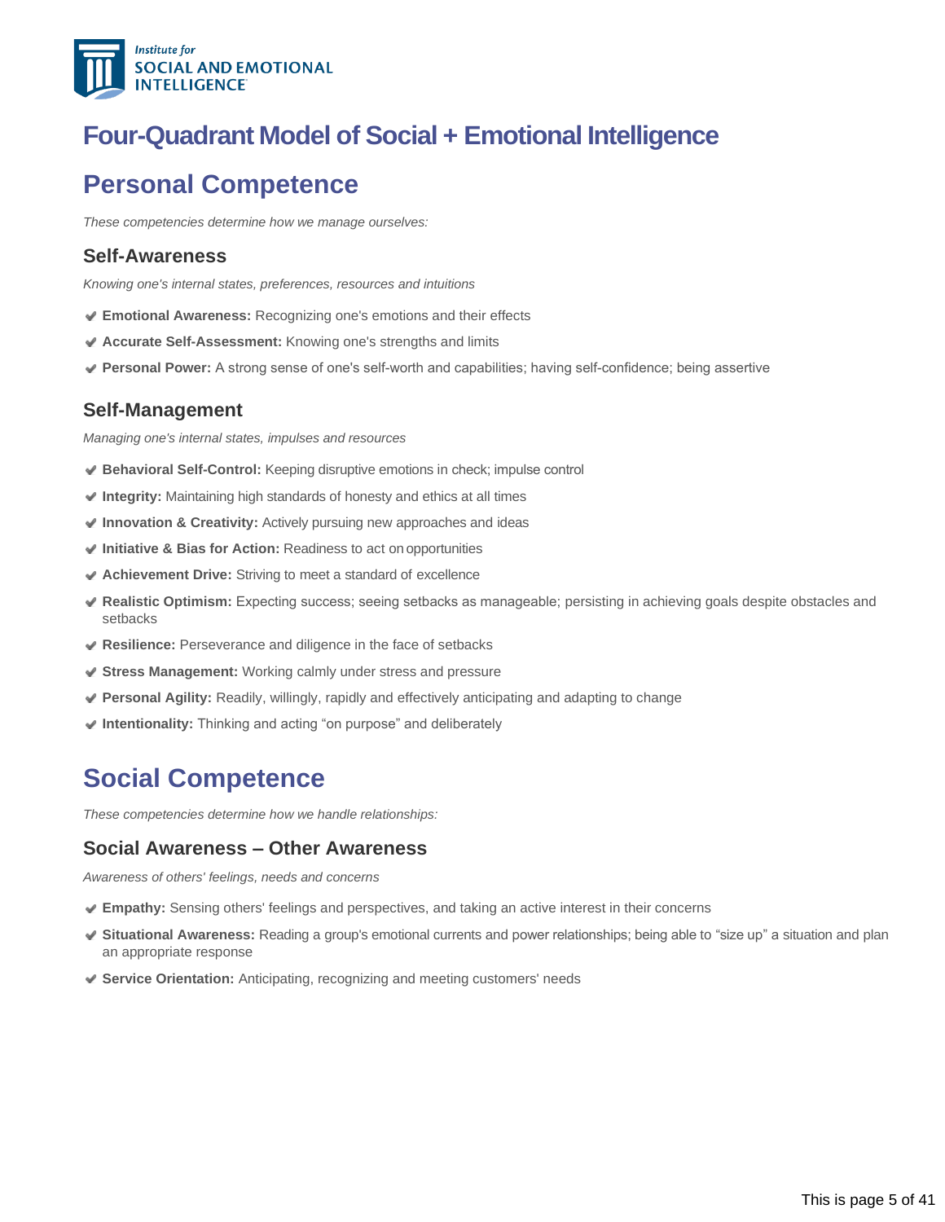# Four-Quadrant Model of Social + Emotional Intelligence

## Personal Competence

*These competencies determine how we manage ourselves:*

### Self-Awareness

*Knowing one's internal states, preferences, resources and intuitions*

- **Emotional Awareness:** Recognizing one's emotions and their effects
- **Accurate Self-Assessment:** Knowing one's strengths and limits
- **Personal Power:** A strong sense of one's self-worth and capabilities; having self-confidence; being assertive

### Self-Management

*Managing one's internal states, impulses and resources*

- **Behavioral Self-Control:** Keeping disruptive emotions in check; impulse control
- **Integrity:** Maintaining high standards of honesty and ethics at all times
- **Innovation & Creativity:** Actively pursuing new approaches and ideas
- **Initiative & Bias for Action:** Readiness to act on opportunities
- **Achievement Drive:** Striving to meet a standard of excellence
- **Realistic Optimism:** Expecting success; seeing setbacks as manageable; persisting in achieving goals despite obstacles and setbacks
- **Resilience:** Perseverance and diligence in the face of setbacks
- **Stress Management:** Working calmly under stress and pressure
- **Personal Agility:** Readily, willingly, rapidly and effectively anticipating and adapting to change
- **Intentionality:** Thinking and acting "on purpose" and deliberately

## Social Competence

*These competencies determine how we handle relationships:*

### Social Awareness – Other Awareness

*Awareness of others' feelings, needs and concerns*

- **Empathy:** Sensing others' feelings and perspectives, and taking an active interest in their concerns
- **Situational Awareness:** Reading a group's emotional currents and power relationships; being able to "size up" a situation and plan an appropriate response
- **Service Orientation:** Anticipating, recognizing and meeting customers' needs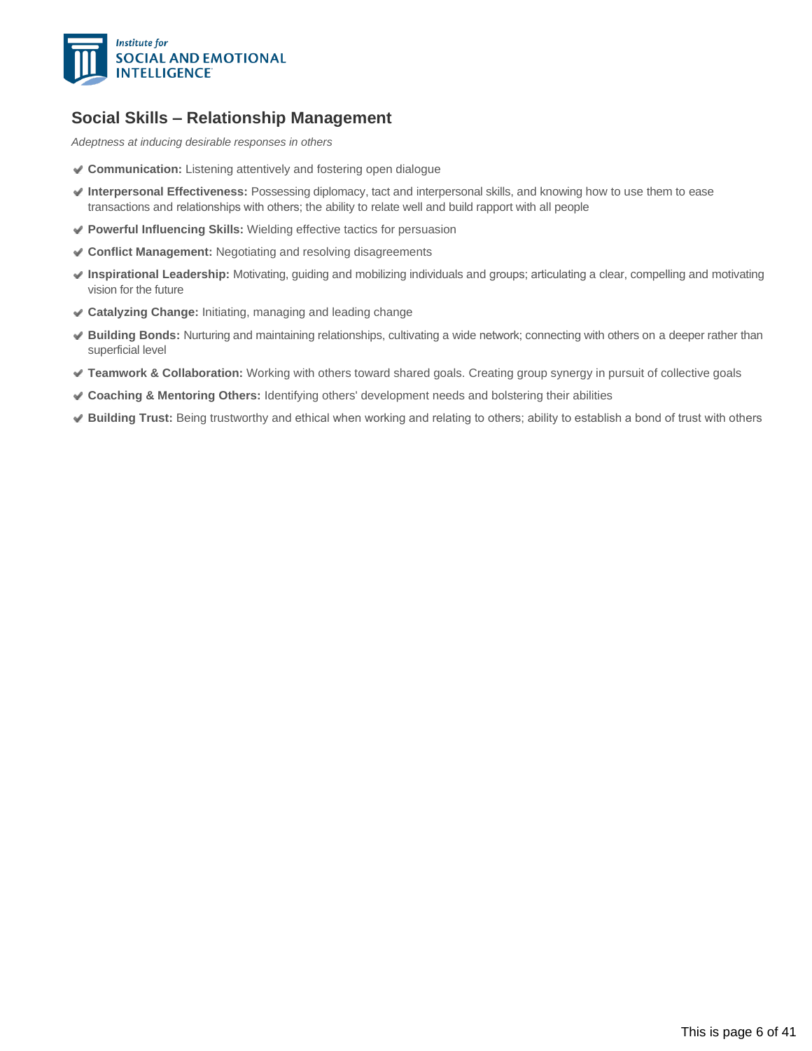## Social Skills – Relationship Management

*Adeptness at inducing desirable responses in others*

- **Communication:** Listening attentively and fostering open dialogue
- **Interpersonal Effectiveness:** Possessing diplomacy, tact and interpersonal skills, and knowing how to use them to ease transactions and relationships with others; the ability to relate well and build rapport with all people
- **Powerful Influencing Skills:** Wielding effective tactics for persuasion
- **Conflict Management:** Negotiating and resolving disagreements
- **Inspirational Leadership:** Motivating, guiding and mobilizing individuals and groups; articulating a clear, compelling and motivating vision for the future
- **Catalyzing Change:** Initiating, managing and leading change
- **Building Bonds:** Nurturing and maintaining relationships, cultivating a wide network; connecting with others on a deeper rather than superficial level
- **Teamwork & Collaboration:** Working with others toward shared goals. Creating group synergy in pursuit of collective goals
- **Coaching & Mentoring Others:** Identifying others' development needs and bolstering their abilities
- **Building Trust:** Being trustworthy and ethical when working and relating to others; ability to establish a bond of trust with others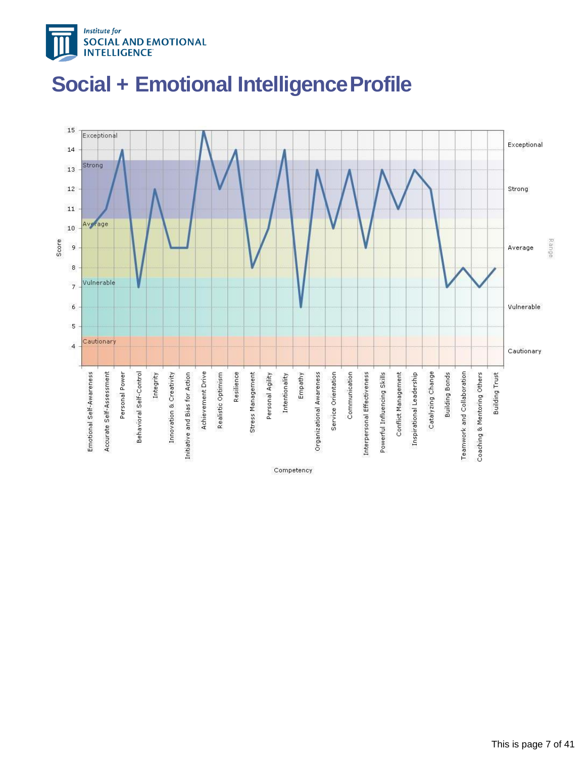# Social + Emotional Intelligence Profile

| Competency | Score |
|---|---|
| Emotional Self-Awareness | 10 |
| Accurate Self-Assessment | 11 |
| Personal Power | 14 |
| Behavioral Self-Control | 7 |
| Integrity | 12 |
| Innovation & Creativity | 9 |
| Initiative and Bias for Action | 9 |
| Achievement Drive | 15 |
| Realistic Optimism | 12 |
| Resilience | 14 |
| Stress Management | 8 |
| Personal Agility | 10 |
| Intentionality | 14 |
| Empathy | 6 |
| Organizational Awareness | 13 |
| Service Orientation | 10 |
| Communication | 13 |
| Interpersonal Effectiveness | 9 |
| Powerful Influencing Skills | 13 |
| Conflict Management | 11 |
| Inspirational Leadership | 13 |
| Catalyzing Change | 12 |
| Building Bonds | 7 |
| Teamwork and Collaboration | 8 |
| Coaching & Mentoring Others | 7 |
| Building Trust | 8 |

Range: Exceptional, Strong, Average, Vulnerable, Cautionary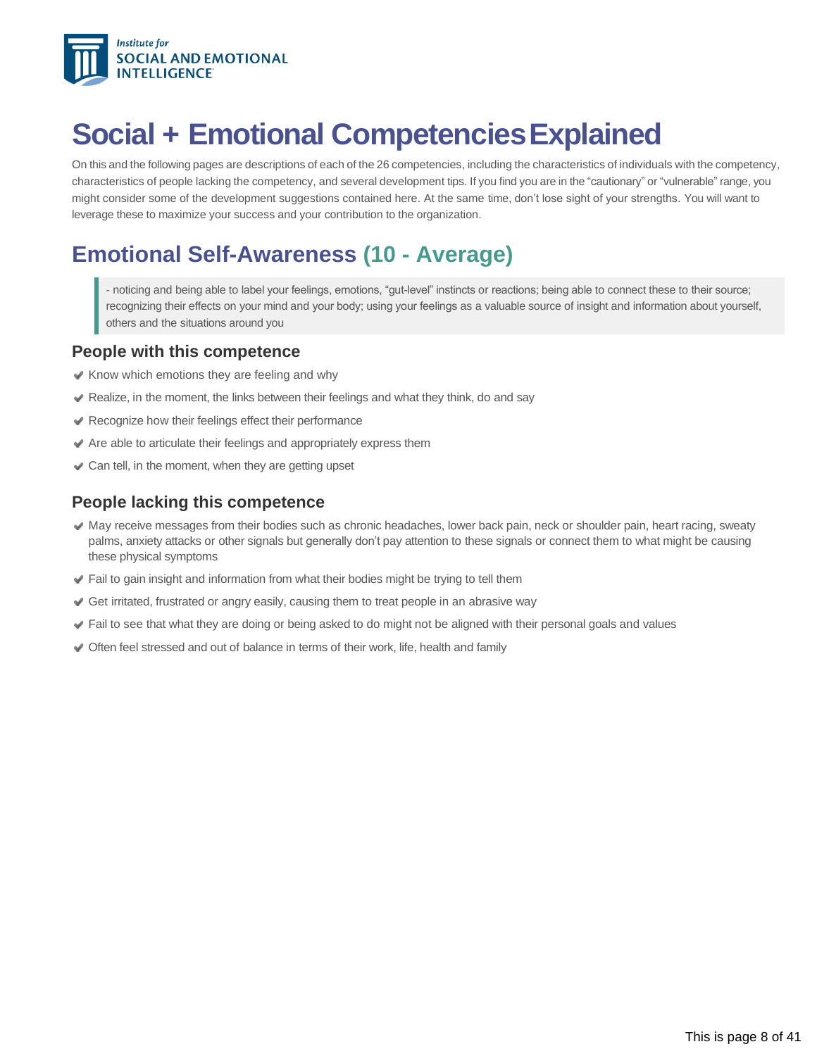# Social + Emotional Competencies Explained

On this and the following pages are descriptions of each of the 26 competencies, including the characteristics of individuals with the competency, characteristics of people lacking the competency, and several development tips. If you find you are in the "cautionary" or "vulnerable" range, you might consider some of the development suggestions contained here. At the same time, don't lose sight of your strengths. You will want to leverage these to maximize your success and your contribution to the organization.

## Emotional Self-Awareness (10 - Average)

> - noticing and being able to label your feelings, emotions, "gut-level" instincts or reactions; being able to connect these to their source; recognizing their effects on your mind and your body; using your feelings as a valuable source of insight and information about yourself, others and the situations around you

### People with this competence

- ✔ Know which emotions they are feeling and why
- ✔ Realize, in the moment, the links between their feelings and what they think, do and say
- ✔ Recognize how their feelings effect their performance
- ✔ Are able to articulate their feelings and appropriately express them
- ✔ Can tell, in the moment, when they are getting upset

### People lacking this competence

- ✔ May receive messages from their bodies such as chronic headaches, lower back pain, neck or shoulder pain, heart racing, sweaty palms, anxiety attacks or other signals but generally don't pay attention to these signals or connect them to what might be causing these physical symptoms
- ✔ Fail to gain insight and information from what their bodies might be trying to tell them
- ✔ Get irritated, frustrated or angry easily, causing them to treat people in an abrasive way
- ✔ Fail to see that what they are doing or being asked to do might not be aligned with their personal goals and values
- ✔ Often feel stressed and out of balance in terms of their work, life, health and family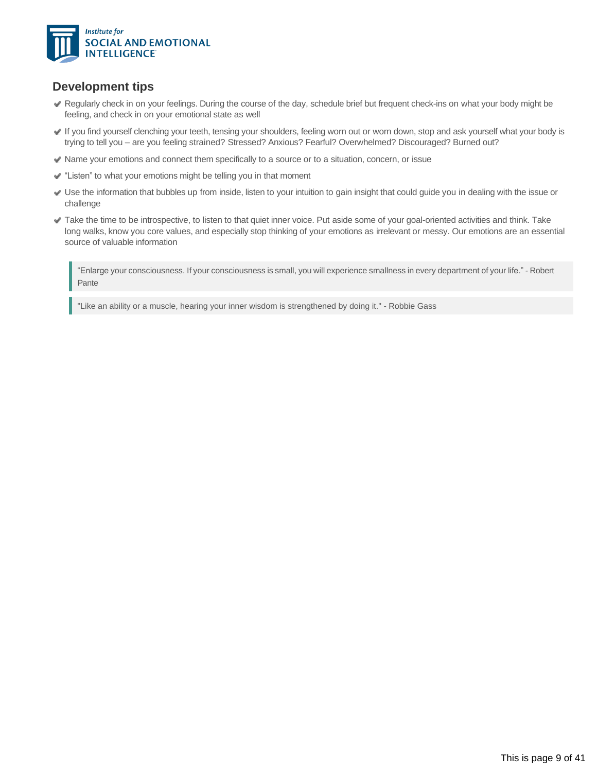## Development tips

- Regularly check in on your feelings. During the course of the day, schedule brief but frequent check-ins on what your body might be feeling, and check in on your emotional state as well
- If you find yourself clenching your teeth, tensing your shoulders, feeling worn out or worn down, stop and ask yourself what your body is trying to tell you – are you feeling strained? Stressed? Anxious? Fearful? Overwhelmed? Discouraged? Burned out?
- Name your emotions and connect them specifically to a source or to a situation, concern, or issue
- "Listen" to what your emotions might be telling you in that moment
- Use the information that bubbles up from inside, listen to your intuition to gain insight that could guide you in dealing with the issue or challenge
- Take the time to be introspective, to listen to that quiet inner voice. Put aside some of your goal-oriented activities and think. Take long walks, know you core values, and especially stop thinking of your emotions as irrelevant or messy. Our emotions are an essential source of valuable information

> "Enlarge your consciousness. If your consciousness is small, you will experience smallness in every department of your life." - Robert Pante

> "Like an ability or a muscle, hearing your inner wisdom is strengthened by doing it." - Robbie Gass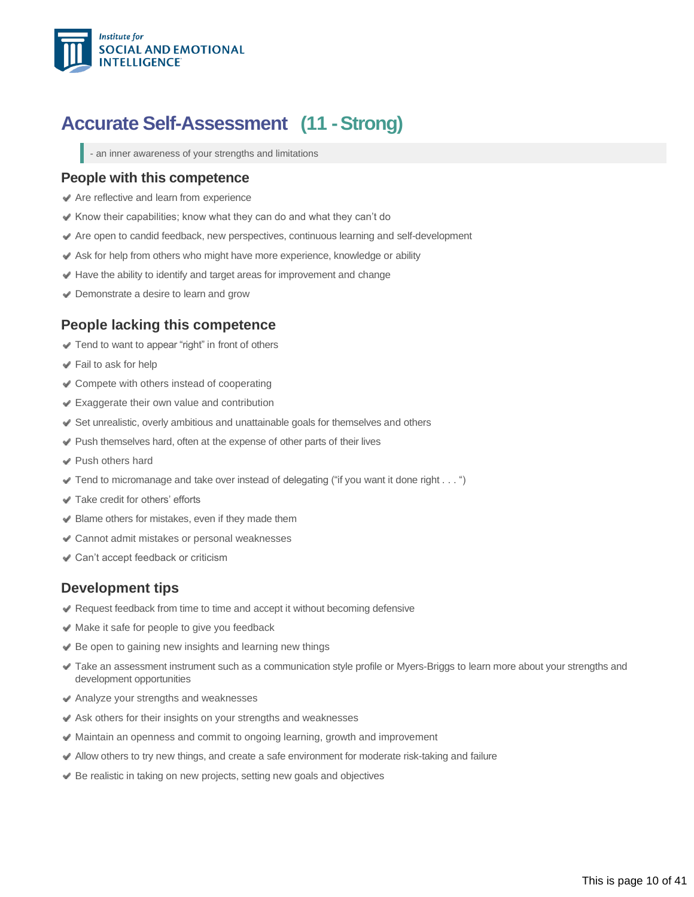# Accurate Self-Assessment (11 - Strong)

> - an inner awareness of your strengths and limitations

## People with this competence

- Are reflective and learn from experience
- Know their capabilities; know what they can do and what they can't do
- Are open to candid feedback, new perspectives, continuous learning and self-development
- Ask for help from others who might have more experience, knowledge or ability
- Have the ability to identify and target areas for improvement and change
- Demonstrate a desire to learn and grow

## People lacking this competence

- Tend to want to appear "right" in front of others
- Fail to ask for help
- Compete with others instead of cooperating
- Exaggerate their own value and contribution
- Set unrealistic, overly ambitious and unattainable goals for themselves and others
- Push themselves hard, often at the expense of other parts of their lives
- Push others hard
- Tend to micromanage and take over instead of delegating ("if you want it done right . . . ")
- Take credit for others' efforts
- Blame others for mistakes, even if they made them
- Cannot admit mistakes or personal weaknesses
- Can't accept feedback or criticism

## Development tips

- Request feedback from time to time and accept it without becoming defensive
- Make it safe for people to give you feedback
- Be open to gaining new insights and learning new things
- Take an assessment instrument such as a communication style profile or Myers-Briggs to learn more about your strengths and development opportunities
- Analyze your strengths and weaknesses
- Ask others for their insights on your strengths and weaknesses
- Maintain an openness and commit to ongoing learning, growth and improvement
- Allow others to try new things, and create a safe environment for moderate risk-taking and failure
- Be realistic in taking on new projects, setting new goals and objectives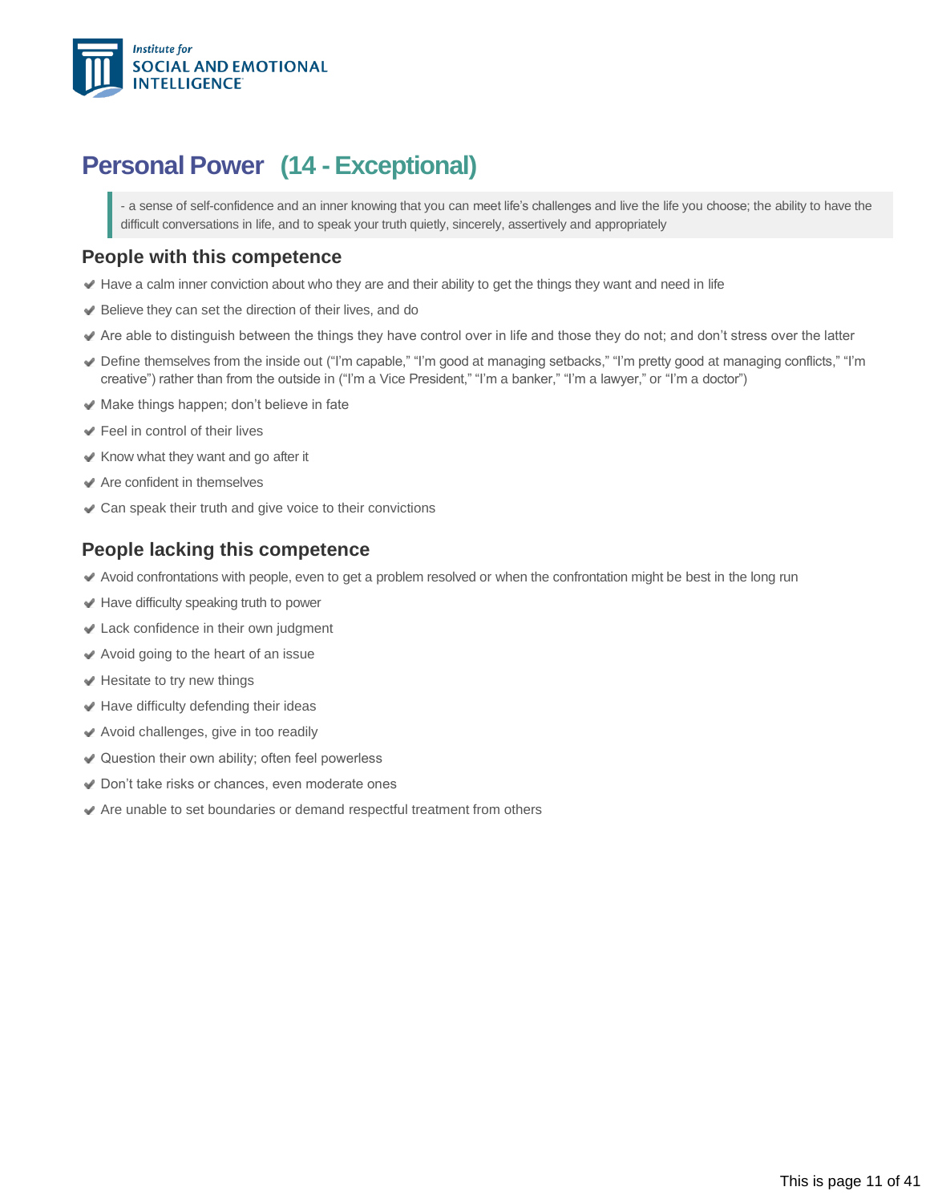# Personal Power (14 - Exceptional)

> - a sense of self-confidence and an inner knowing that you can meet life's challenges and live the life you choose; the ability to have the difficult conversations in life, and to speak your truth quietly, sincerely, assertively and appropriately

## People with this competence

- Have a calm inner conviction about who they are and their ability to get the things they want and need in life
- Believe they can set the direction of their lives, and do
- Are able to distinguish between the things they have control over in life and those they do not; and don't stress over the latter
- Define themselves from the inside out ("I'm capable," "I'm good at managing setbacks," "I'm pretty good at managing conflicts," "I'm creative") rather than from the outside in ("I'm a Vice President," "I'm a banker," "I'm a lawyer," or "I'm a doctor")
- Make things happen; don't believe in fate
- Feel in control of their lives
- Know what they want and go after it
- Are confident in themselves
- Can speak their truth and give voice to their convictions

## People lacking this competence

- Avoid confrontations with people, even to get a problem resolved or when the confrontation might be best in the long run
- Have difficulty speaking truth to power
- Lack confidence in their own judgment
- Avoid going to the heart of an issue
- Hesitate to try new things
- Have difficulty defending their ideas
- Avoid challenges, give in too readily
- Question their own ability; often feel powerless
- Don't take risks or chances, even moderate ones
- Are unable to set boundaries or demand respectful treatment from others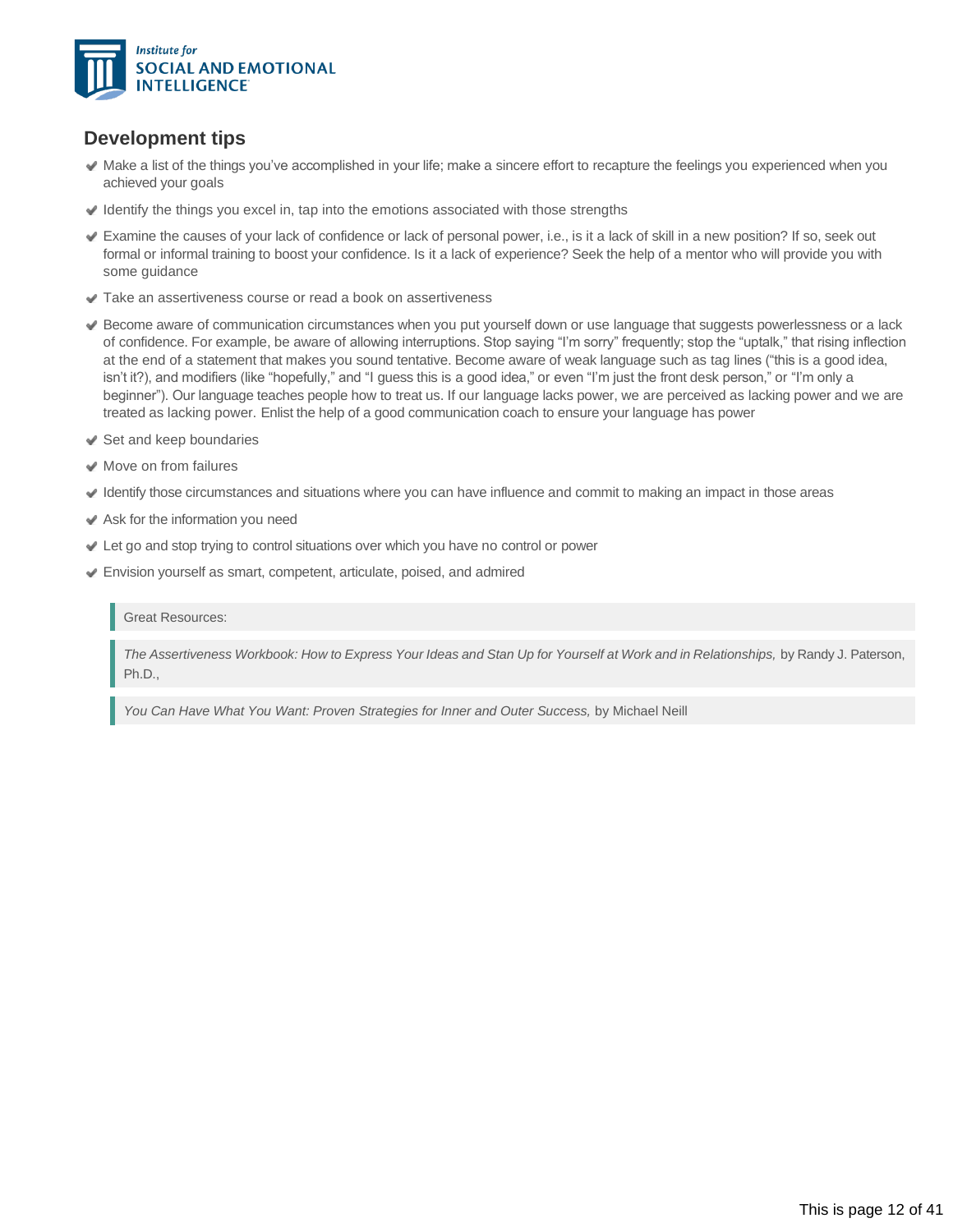## Development tips

- Make a list of the things you've accomplished in your life; make a sincere effort to recapture the feelings you experienced when you achieved your goals
- Identify the things you excel in, tap into the emotions associated with those strengths
- Examine the causes of your lack of confidence or lack of personal power, i.e., is it a lack of skill in a new position? If so, seek out formal or informal training to boost your confidence. Is it a lack of experience? Seek the help of a mentor who will provide you with some guidance
- Take an assertiveness course or read a book on assertiveness
- Become aware of communication circumstances when you put yourself down or use language that suggests powerlessness or a lack of confidence. For example, be aware of allowing interruptions. Stop saying "I'm sorry" frequently; stop the "uptalk," that rising inflection at the end of a statement that makes you sound tentative. Become aware of weak language such as tag lines ("this is a good idea, isn't it?), and modifiers (like "hopefully," and "I guess this is a good idea," or even "I'm just the front desk person," or "I'm only a beginner"). Our language teaches people how to treat us. If our language lacks power, we are perceived as lacking power and we are treated as lacking power. Enlist the help of a good communication coach to ensure your language has power
- Set and keep boundaries
- Move on from failures
- Identify those circumstances and situations where you can have influence and commit to making an impact in those areas
- Ask for the information you need
- Let go and stop trying to control situations over which you have no control or power
- Envision yourself as smart, competent, articulate, poised, and admired

> Great Resources:

> *The Assertiveness Workbook: How to Express Your Ideas and Stan Up for Yourself at Work and in Relationships,* by Randy J. Paterson, Ph.D.,

> *You Can Have What You Want: Proven Strategies for Inner and Outer Success,* by Michael Neill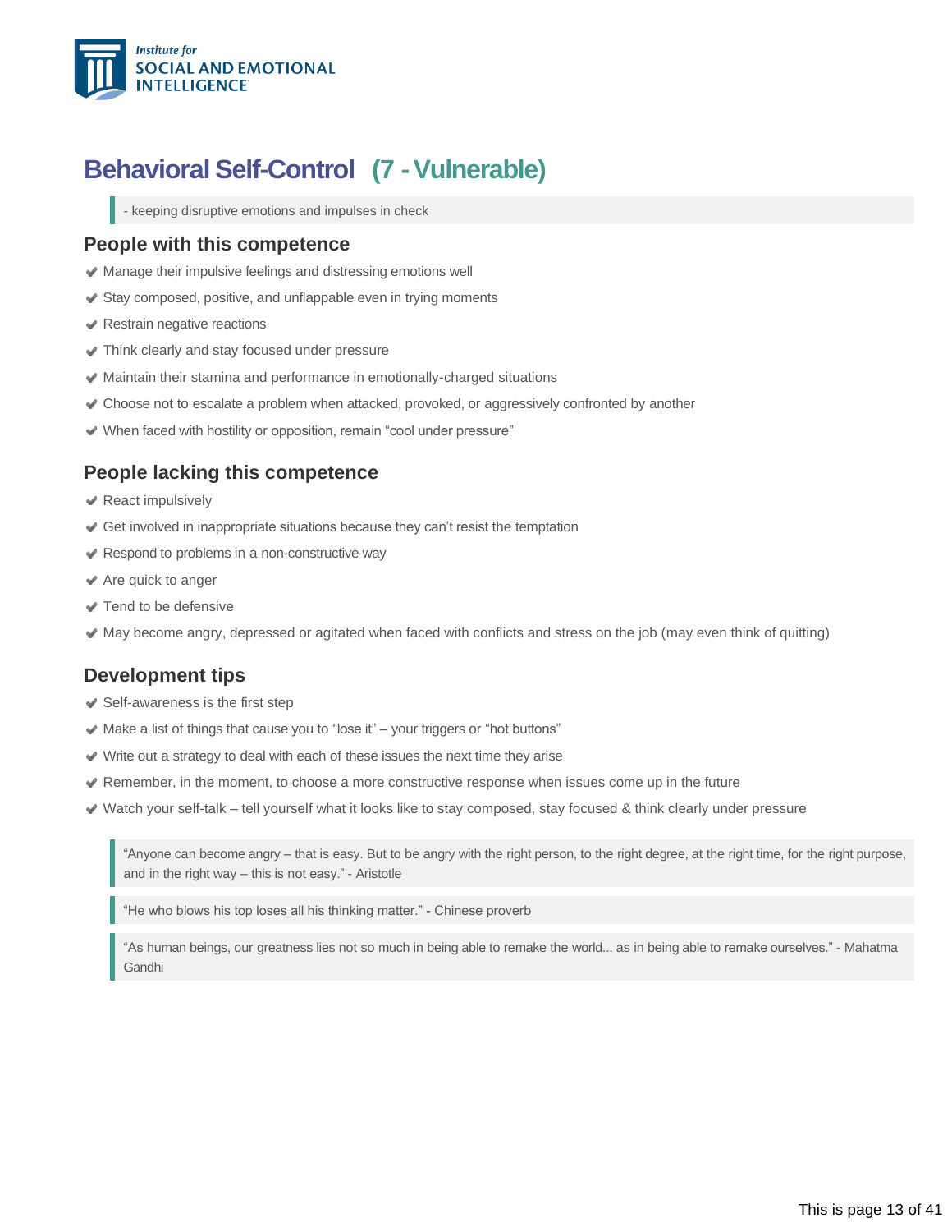# Behavioral Self-Control (7 - Vulnerable)

> - keeping disruptive emotions and impulses in check

## People with this competence

- Manage their impulsive feelings and distressing emotions well
- Stay composed, positive, and unflappable even in trying moments
- Restrain negative reactions
- Think clearly and stay focused under pressure
- Maintain their stamina and performance in emotionally-charged situations
- Choose not to escalate a problem when attacked, provoked, or aggressively confronted by another
- When faced with hostility or opposition, remain "cool under pressure"

## People lacking this competence

- React impulsively
- Get involved in inappropriate situations because they can't resist the temptation
- Respond to problems in a non-constructive way
- Are quick to anger
- Tend to be defensive
- May become angry, depressed or agitated when faced with conflicts and stress on the job (may even think of quitting)

## Development tips

- Self-awareness is the first step
- Make a list of things that cause you to "lose it" – your triggers or "hot buttons"
- Write out a strategy to deal with each of these issues the next time they arise
- Remember, in the moment, to choose a more constructive response when issues come up in the future
- Watch your self-talk – tell yourself what it looks like to stay composed, stay focused & think clearly under pressure

> "Anyone can become angry – that is easy. But to be angry with the right person, to the right degree, at the right time, for the right purpose, and in the right way – this is not easy." - Aristotle

> "He who blows his top loses all his thinking matter." - Chinese proverb

> "As human beings, our greatness lies not so much in being able to remake the world... as in being able to remake ourselves." - Mahatma Gandhi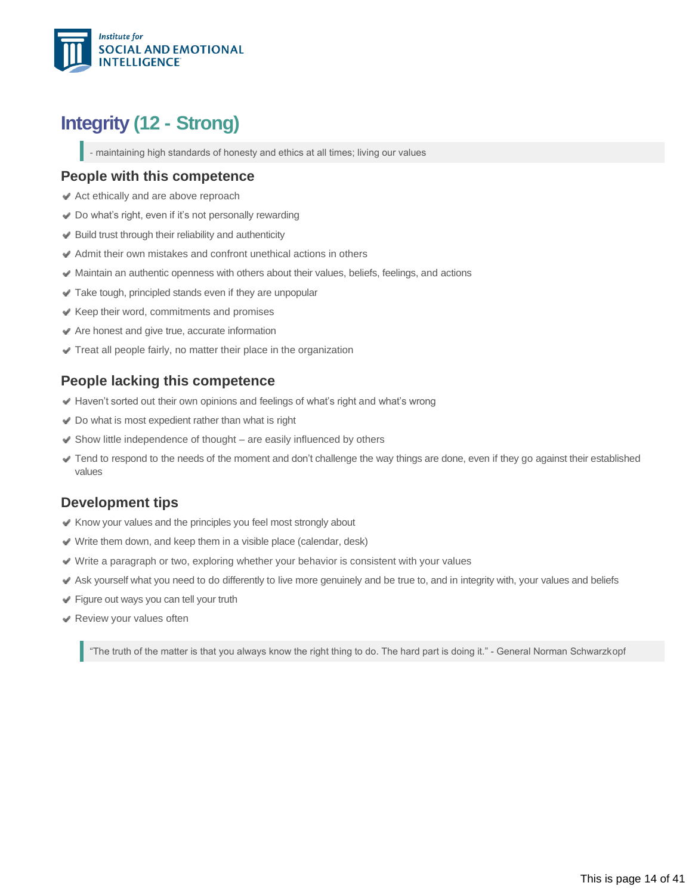# Integrity (12 - Strong)

> - maintaining high standards of honesty and ethics at all times; living our values

## People with this competence

- Act ethically and are above reproach
- Do what's right, even if it's not personally rewarding
- Build trust through their reliability and authenticity
- Admit their own mistakes and confront unethical actions in others
- Maintain an authentic openness with others about their values, beliefs, feelings, and actions
- Take tough, principled stands even if they are unpopular
- Keep their word, commitments and promises
- Are honest and give true, accurate information
- Treat all people fairly, no matter their place in the organization

## People lacking this competence

- Haven't sorted out their own opinions and feelings of what's right and what's wrong
- Do what is most expedient rather than what is right
- Show little independence of thought – are easily influenced by others
- Tend to respond to the needs of the moment and don't challenge the way things are done, even if they go against their established values

## Development tips

- Know your values and the principles you feel most strongly about
- Write them down, and keep them in a visible place (calendar, desk)
- Write a paragraph or two, exploring whether your behavior is consistent with your values
- Ask yourself what you need to do differently to live more genuinely and be true to, and in integrity with, your values and beliefs
- Figure out ways you can tell your truth
- Review your values often

> "The truth of the matter is that you always know the right thing to do. The hard part is doing it." - General Norman Schwarzkopf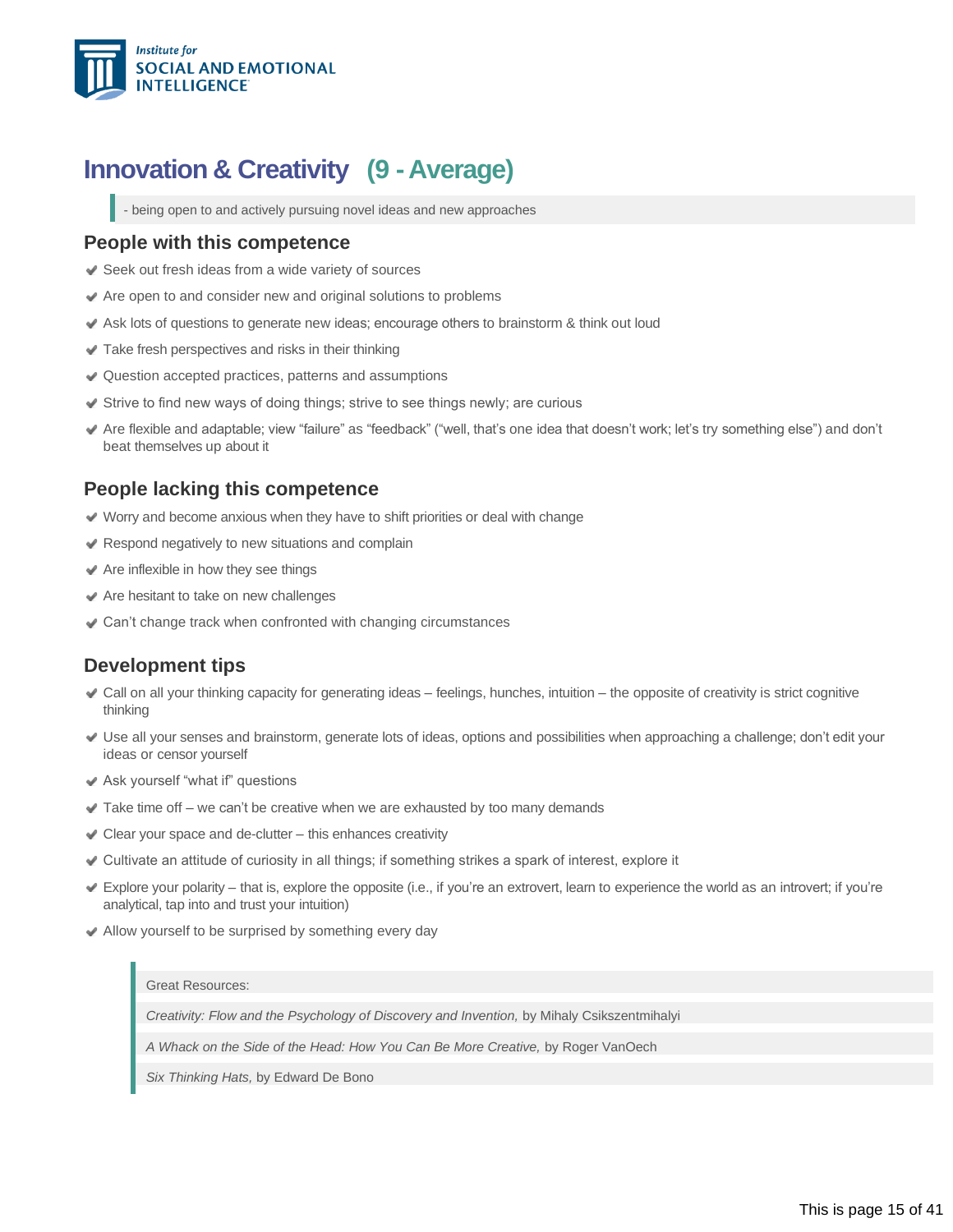# Innovation & Creativity (9 - Average)

> - being open to and actively pursuing novel ideas and new approaches

## People with this competence

- Seek out fresh ideas from a wide variety of sources
- Are open to and consider new and original solutions to problems
- Ask lots of questions to generate new ideas; encourage others to brainstorm & think out loud
- Take fresh perspectives and risks in their thinking
- Question accepted practices, patterns and assumptions
- Strive to find new ways of doing things; strive to see things newly; are curious
- Are flexible and adaptable; view "failure" as "feedback" ("well, that's one idea that doesn't work; let's try something else") and don't beat themselves up about it

## People lacking this competence

- Worry and become anxious when they have to shift priorities or deal with change
- Respond negatively to new situations and complain
- Are inflexible in how they see things
- Are hesitant to take on new challenges
- Can't change track when confronted with changing circumstances

## Development tips

- Call on all your thinking capacity for generating ideas – feelings, hunches, intuition – the opposite of creativity is strict cognitive thinking
- Use all your senses and brainstorm, generate lots of ideas, options and possibilities when approaching a challenge; don't edit your ideas or censor yourself
- Ask yourself "what if" questions
- Take time off – we can't be creative when we are exhausted by too many demands
- Clear your space and de-clutter – this enhances creativity
- Cultivate an attitude of curiosity in all things; if something strikes a spark of interest, explore it
- Explore your polarity – that is, explore the opposite (i.e., if you're an extrovert, learn to experience the world as an introvert; if you're analytical, tap into and trust your intuition)
- Allow yourself to be surprised by something every day

> Great Resources:
>
> *Creativity: Flow and the Psychology of Discovery and Invention,* by Mihaly Csikszentmihalyi
>
> *A Whack on the Side of the Head: How You Can Be More Creative,* by Roger VanOech
>
> *Six Thinking Hats,* by Edward De Bono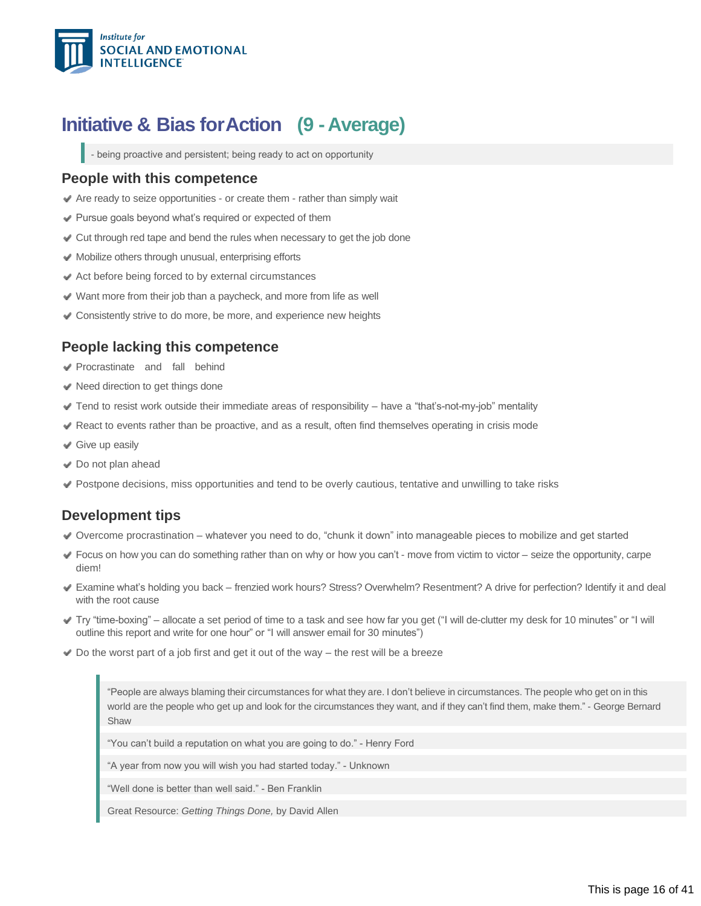# Initiative & Bias for Action (9 - Average)

> - being proactive and persistent; being ready to act on opportunity

## People with this competence

- Are ready to seize opportunities - or create them - rather than simply wait
- Pursue goals beyond what's required or expected of them
- Cut through red tape and bend the rules when necessary to get the job done
- Mobilize others through unusual, enterprising efforts
- Act before being forced to by external circumstances
- Want more from their job than a paycheck, and more from life as well
- Consistently strive to do more, be more, and experience new heights

## People lacking this competence

- Procrastinate and fall behind
- Need direction to get things done
- Tend to resist work outside their immediate areas of responsibility – have a "that's-not-my-job" mentality
- React to events rather than be proactive, and as a result, often find themselves operating in crisis mode
- Give up easily
- Do not plan ahead
- Postpone decisions, miss opportunities and tend to be overly cautious, tentative and unwilling to take risks

## Development tips

- Overcome procrastination – whatever you need to do, "chunk it down" into manageable pieces to mobilize and get started
- Focus on how you can do something rather than on why or how you can't - move from victim to victor – seize the opportunity, carpe diem!
- Examine what's holding you back – frenzied work hours? Stress? Overwhelm? Resentment? A drive for perfection? Identify it and deal with the root cause
- Try "time-boxing" – allocate a set period of time to a task and see how far you get ("I will de-clutter my desk for 10 minutes" or "I will outline this report and write for one hour" or "I will answer email for 30 minutes")
- Do the worst part of a job first and get it out of the way – the rest will be a breeze

> "People are always blaming their circumstances for what they are. I don't believe in circumstances. The people who get on in this world are the people who get up and look for the circumstances they want, and if they can't find them, make them." - George Bernard Shaw
>
> "You can't build a reputation on what you are going to do." - Henry Ford
>
> "A year from now you will wish you had started today." - Unknown
>
> "Well done is better than well said." - Ben Franklin
>
> Great Resource: *Getting Things Done,* by David Allen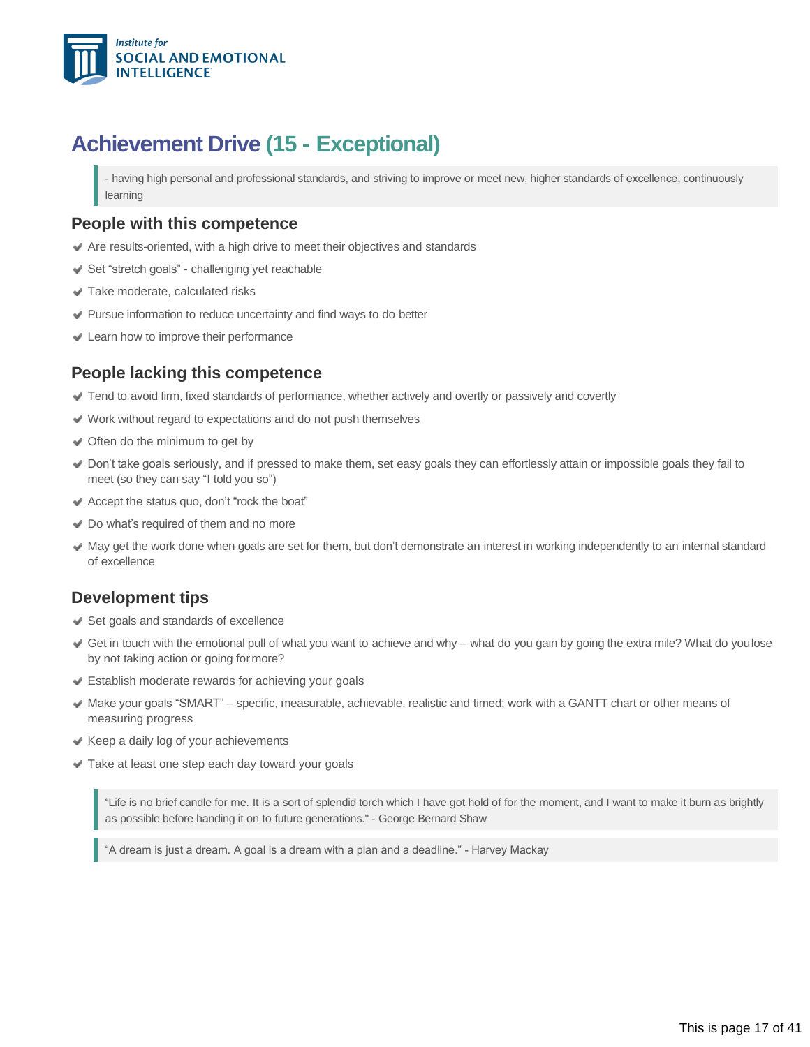# Achievement Drive (15 - Exceptional)

> - having high personal and professional standards, and striving to improve or meet new, higher standards of excellence; continuously learning

## People with this competence

- Are results-oriented, with a high drive to meet their objectives and standards
- Set "stretch goals" - challenging yet reachable
- Take moderate, calculated risks
- Pursue information to reduce uncertainty and find ways to do better
- Learn how to improve their performance

## People lacking this competence

- Tend to avoid firm, fixed standards of performance, whether actively and overtly or passively and covertly
- Work without regard to expectations and do not push themselves
- Often do the minimum to get by
- Don't take goals seriously, and if pressed to make them, set easy goals they can effortlessly attain or impossible goals they fail to meet (so they can say "I told you so")
- Accept the status quo, don't "rock the boat"
- Do what's required of them and no more
- May get the work done when goals are set for them, but don't demonstrate an interest in working independently to an internal standard of excellence

## Development tips

- Set goals and standards of excellence
- Get in touch with the emotional pull of what you want to achieve and why – what do you gain by going the extra mile? What do you lose by not taking action or going for more?
- Establish moderate rewards for achieving your goals
- Make your goals "SMART" – specific, measurable, achievable, realistic and timed; work with a GANTT chart or other means of measuring progress
- Keep a daily log of your achievements
- Take at least one step each day toward your goals

> "Life is no brief candle for me. It is a sort of splendid torch which I have got hold of for the moment, and I want to make it burn as brightly as possible before handing it on to future generations." - George Bernard Shaw

> "A dream is just a dream. A goal is a dream with a plan and a deadline." - Harvey Mackay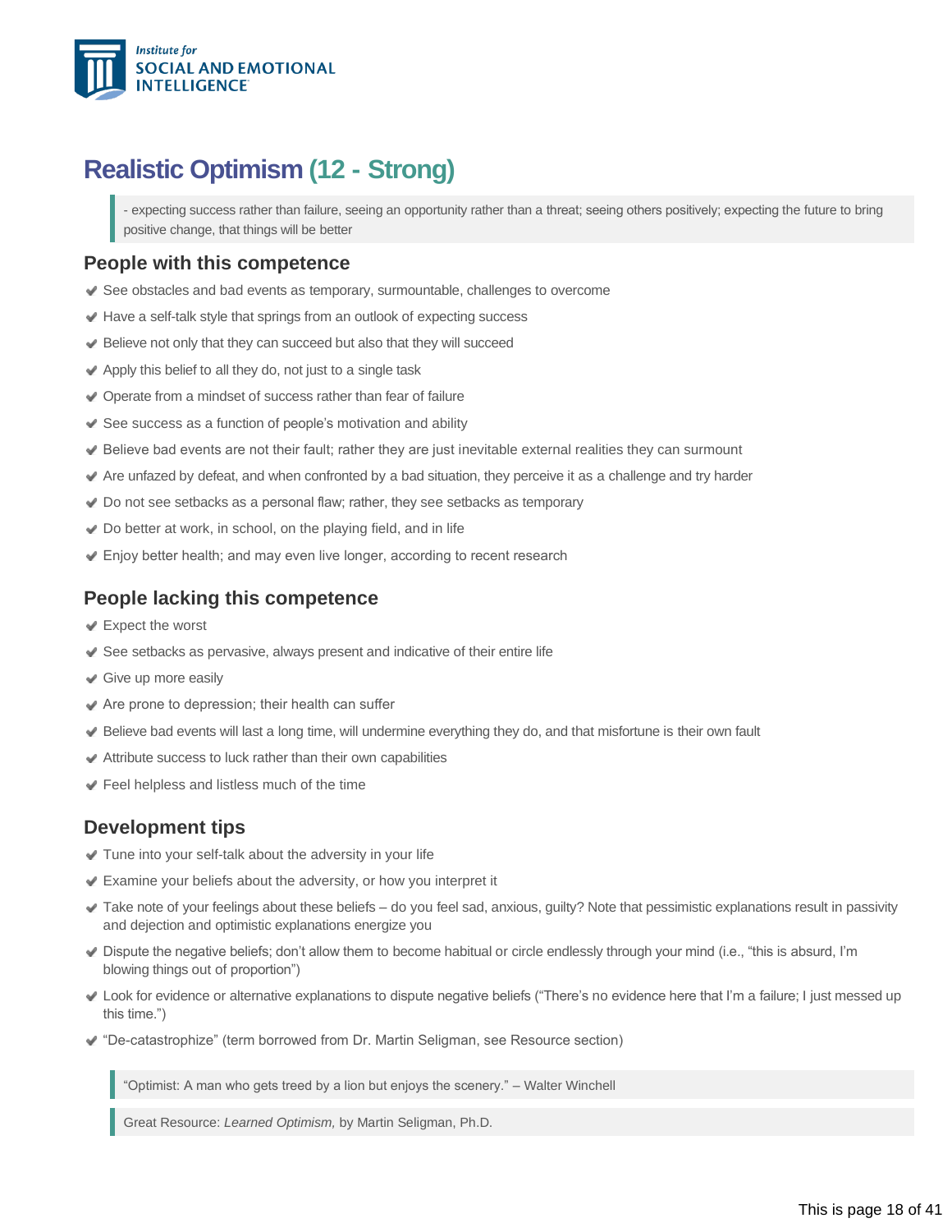# Realistic Optimism (12 - Strong)

> - expecting success rather than failure, seeing an opportunity rather than a threat; seeing others positively; expecting the future to bring positive change, that things will be better

## People with this competence

- See obstacles and bad events as temporary, surmountable, challenges to overcome
- Have a self-talk style that springs from an outlook of expecting success
- Believe not only that they can succeed but also that they will succeed
- Apply this belief to all they do, not just to a single task
- Operate from a mindset of success rather than fear of failure
- See success as a function of people's motivation and ability
- Believe bad events are not their fault; rather they are just inevitable external realities they can surmount
- Are unfazed by defeat, and when confronted by a bad situation, they perceive it as a challenge and try harder
- Do not see setbacks as a personal flaw; rather, they see setbacks as temporary
- Do better at work, in school, on the playing field, and in life
- Enjoy better health; and may even live longer, according to recent research

## People lacking this competence

- Expect the worst
- See setbacks as pervasive, always present and indicative of their entire life
- Give up more easily
- Are prone to depression; their health can suffer
- Believe bad events will last a long time, will undermine everything they do, and that misfortune is their own fault
- Attribute success to luck rather than their own capabilities
- Feel helpless and listless much of the time

## Development tips

- Tune into your self-talk about the adversity in your life
- Examine your beliefs about the adversity, or how you interpret it
- Take note of your feelings about these beliefs – do you feel sad, anxious, guilty? Note that pessimistic explanations result in passivity and dejection and optimistic explanations energize you
- Dispute the negative beliefs; don't allow them to become habitual or circle endlessly through your mind (i.e., "this is absurd, I'm blowing things out of proportion")
- Look for evidence or alternative explanations to dispute negative beliefs ("There's no evidence here that I'm a failure; I just messed up this time.")
- "De-catastrophize" (term borrowed from Dr. Martin Seligman, see Resource section)

> "Optimist: A man who gets treed by a lion but enjoys the scenery." – Walter Winchell

> Great Resource: *Learned Optimism,* by Martin Seligman, Ph.D.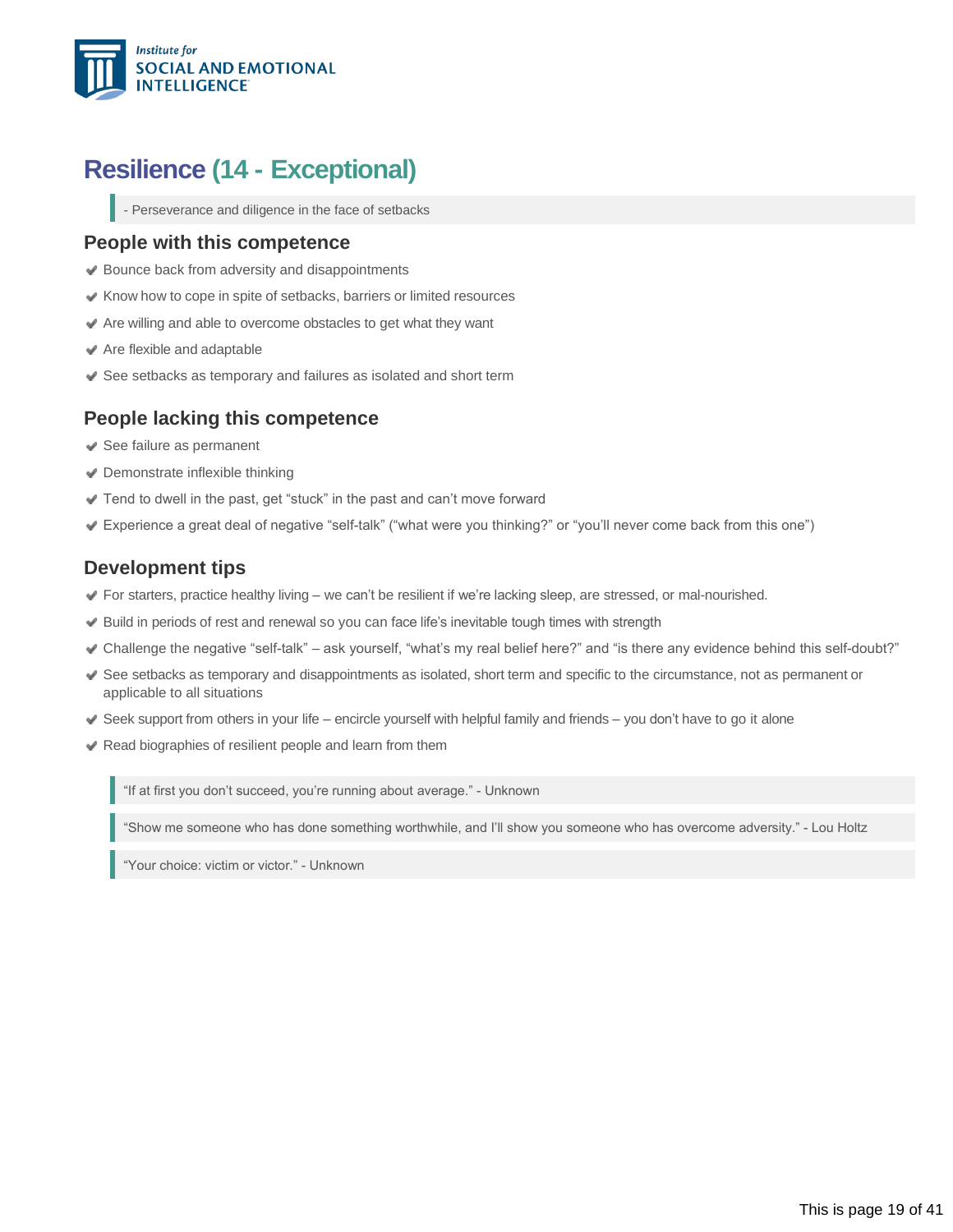# Resilience (14 - Exceptional)

> - Perseverance and diligence in the face of setbacks

## People with this competence

- Bounce back from adversity and disappointments
- Know how to cope in spite of setbacks, barriers or limited resources
- Are willing and able to overcome obstacles to get what they want
- Are flexible and adaptable
- See setbacks as temporary and failures as isolated and short term

## People lacking this competence

- See failure as permanent
- Demonstrate inflexible thinking
- Tend to dwell in the past, get "stuck" in the past and can't move forward
- Experience a great deal of negative "self-talk" ("what were you thinking?" or "you'll never come back from this one")

## Development tips

- For starters, practice healthy living – we can't be resilient if we're lacking sleep, are stressed, or mal-nourished.
- Build in periods of rest and renewal so you can face life's inevitable tough times with strength
- Challenge the negative "self-talk" – ask yourself, "what's my real belief here?" and "is there any evidence behind this self-doubt?"
- See setbacks as temporary and disappointments as isolated, short term and specific to the circumstance, not as permanent or applicable to all situations
- Seek support from others in your life – encircle yourself with helpful family and friends – you don't have to go it alone
- Read biographies of resilient people and learn from them

> "If at first you don't succeed, you're running about average." - Unknown

> "Show me someone who has done something worthwhile, and I'll show you someone who has overcome adversity." - Lou Holtz

> "Your choice: victim or victor." - Unknown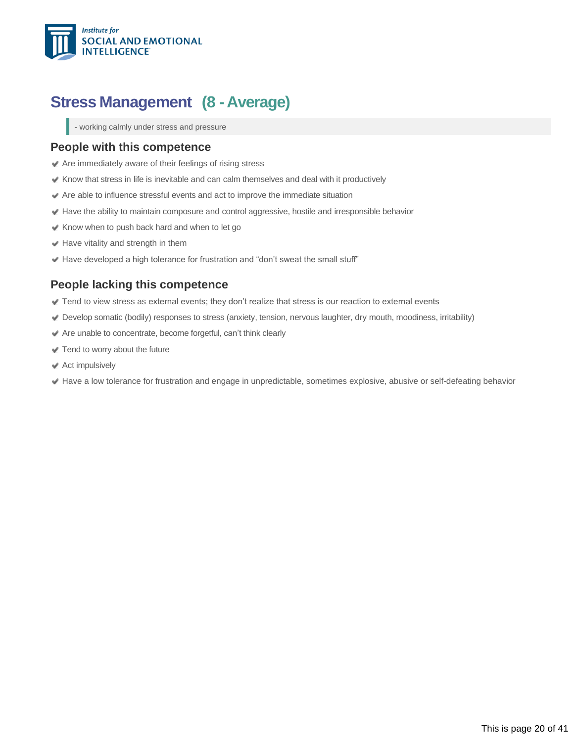## Stress Management (8 - Average)

> - working calmly under stress and pressure

### People with this competence

- Are immediately aware of their feelings of rising stress
- Know that stress in life is inevitable and can calm themselves and deal with it productively
- Are able to influence stressful events and act to improve the immediate situation
- Have the ability to maintain composure and control aggressive, hostile and irresponsible behavior
- Know when to push back hard and when to let go
- Have vitality and strength in them
- Have developed a high tolerance for frustration and “don’t sweat the small stuff”

### People lacking this competence

- Tend to view stress as external events; they don’t realize that stress is our reaction to external events
- Develop somatic (bodily) responses to stress (anxiety, tension, nervous laughter, dry mouth, moodiness, irritability)
- Are unable to concentrate, become forgetful, can’t think clearly
- Tend to worry about the future
- Act impulsively
- Have a low tolerance for frustration and engage in unpredictable, sometimes explosive, abusive or self-defeating behavior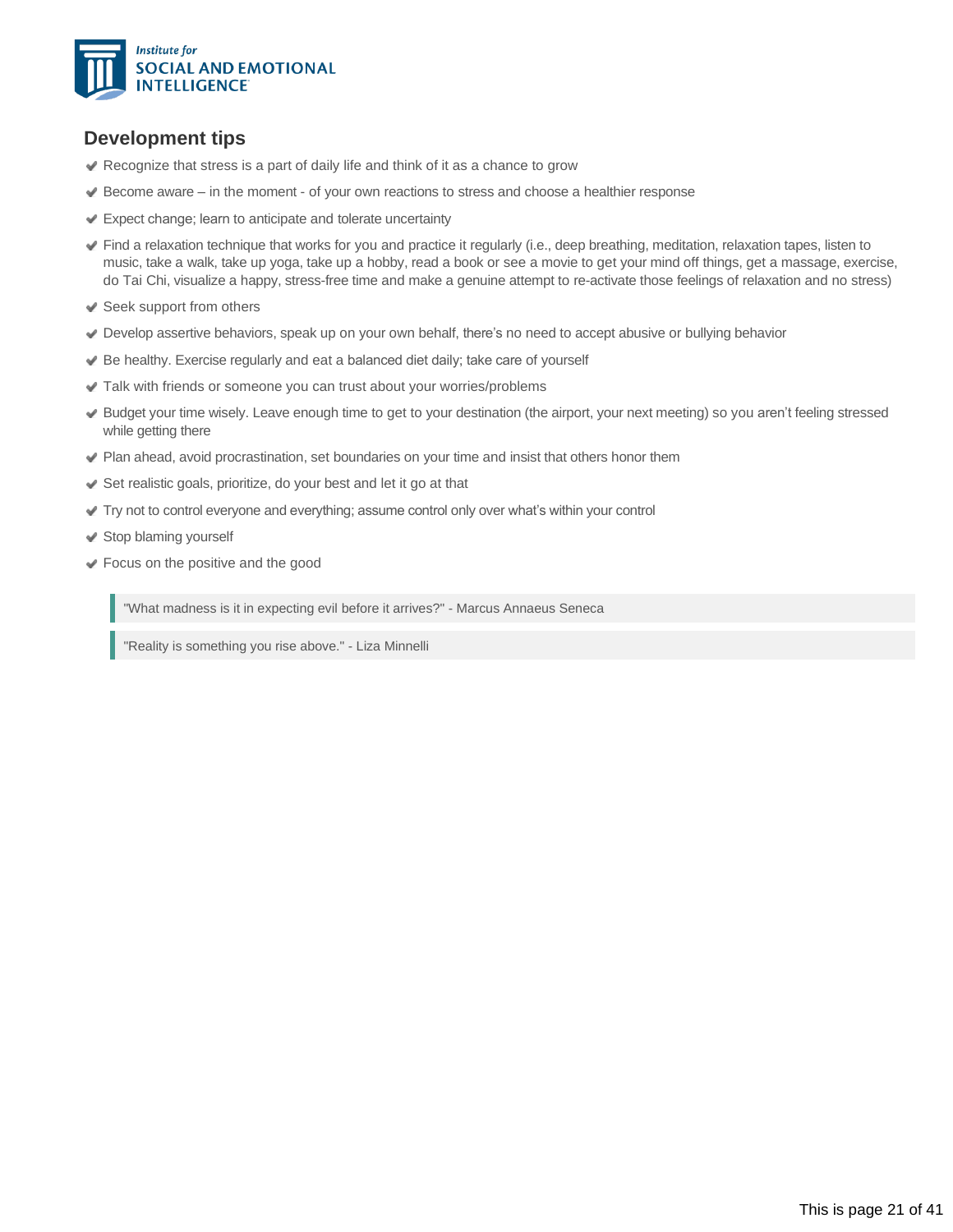## Development tips

- Recognize that stress is a part of daily life and think of it as a chance to grow
- Become aware – in the moment - of your own reactions to stress and choose a healthier response
- Expect change; learn to anticipate and tolerate uncertainty
- Find a relaxation technique that works for you and practice it regularly (i.e., deep breathing, meditation, relaxation tapes, listen to music, take a walk, take up yoga, take up a hobby, read a book or see a movie to get your mind off things, get a massage, exercise, do Tai Chi, visualize a happy, stress-free time and make a genuine attempt to re-activate those feelings of relaxation and no stress)
- Seek support from others
- Develop assertive behaviors, speak up on your own behalf, there's no need to accept abusive or bullying behavior
- Be healthy. Exercise regularly and eat a balanced diet daily; take care of yourself
- Talk with friends or someone you can trust about your worries/problems
- Budget your time wisely. Leave enough time to get to your destination (the airport, your next meeting) so you aren't feeling stressed while getting there
- Plan ahead, avoid procrastination, set boundaries on your time and insist that others honor them
- Set realistic goals, prioritize, do your best and let it go at that
- Try not to control everyone and everything; assume control only over what's within your control
- Stop blaming yourself
- Focus on the positive and the good

> "What madness is it in expecting evil before it arrives?" - Marcus Annaeus Seneca

> "Reality is something you rise above." - Liza Minnelli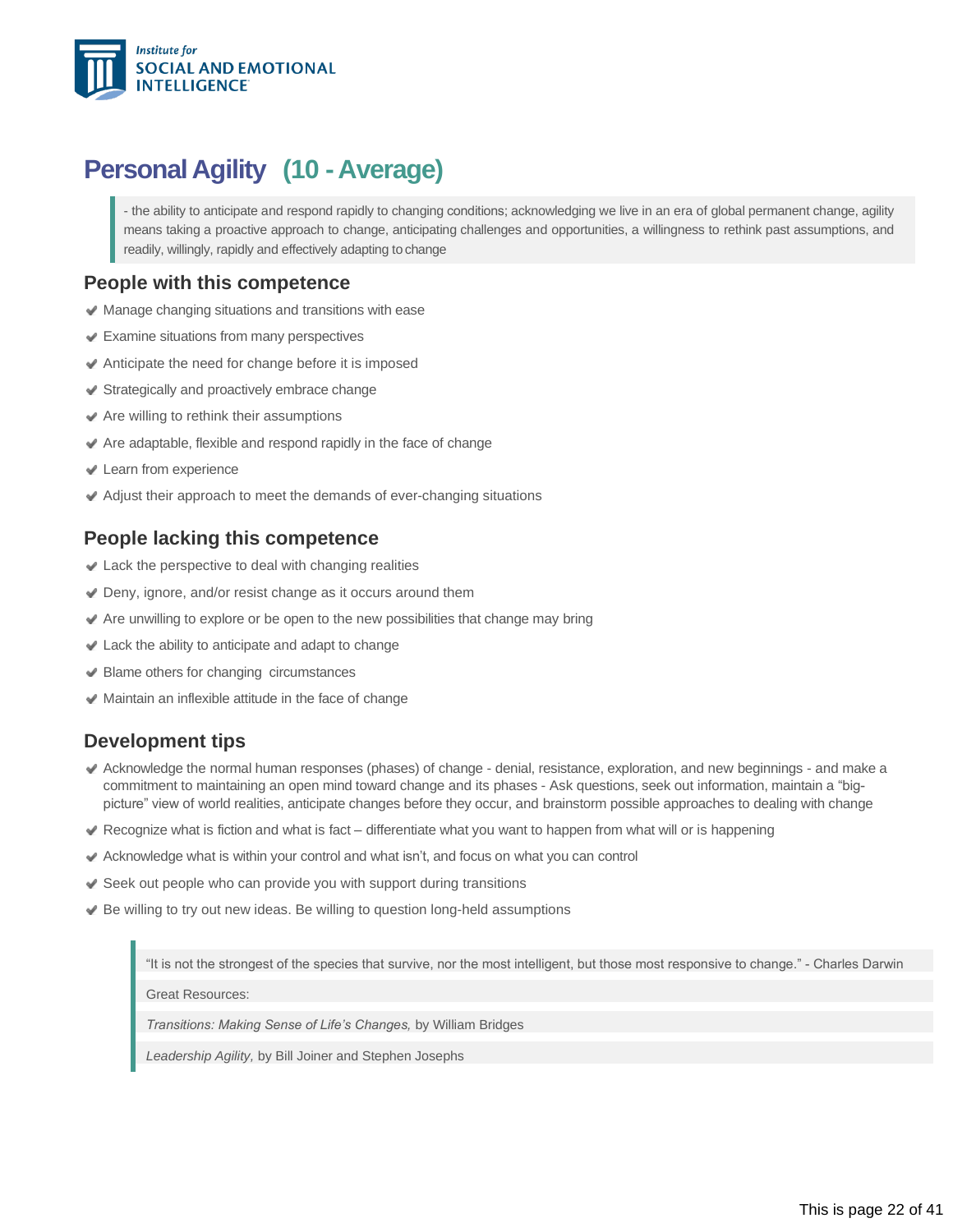# Personal Agility (10 - Average)

> - the ability to anticipate and respond rapidly to changing conditions; acknowledging we live in an era of global permanent change, agility means taking a proactive approach to change, anticipating challenges and opportunities, a willingness to rethink past assumptions, and readily, willingly, rapidly and effectively adapting to change

## People with this competence

- Manage changing situations and transitions with ease
- Examine situations from many perspectives
- Anticipate the need for change before it is imposed
- Strategically and proactively embrace change
- Are willing to rethink their assumptions
- Are adaptable, flexible and respond rapidly in the face of change
- Learn from experience
- Adjust their approach to meet the demands of ever-changing situations

## People lacking this competence

- Lack the perspective to deal with changing realities
- Deny, ignore, and/or resist change as it occurs around them
- Are unwilling to explore or be open to the new possibilities that change may bring
- Lack the ability to anticipate and adapt to change
- Blame others for changing circumstances
- Maintain an inflexible attitude in the face of change

## Development tips

- Acknowledge the normal human responses (phases) of change - denial, resistance, exploration, and new beginnings - and make a commitment to maintaining an open mind toward change and its phases - Ask questions, seek out information, maintain a "big-picture" view of world realities, anticipate changes before they occur, and brainstorm possible approaches to dealing with change
- Recognize what is fiction and what is fact – differentiate what you want to happen from what will or is happening
- Acknowledge what is within your control and what isn't, and focus on what you can control
- Seek out people who can provide you with support during transitions
- Be willing to try out new ideas. Be willing to question long-held assumptions

> "It is not the strongest of the species that survive, nor the most intelligent, but those most responsive to change." - Charles Darwin
>
> Great Resources:
>
> *Transitions: Making Sense of Life's Changes,* by William Bridges
>
> *Leadership Agility,* by Bill Joiner and Stephen Josephs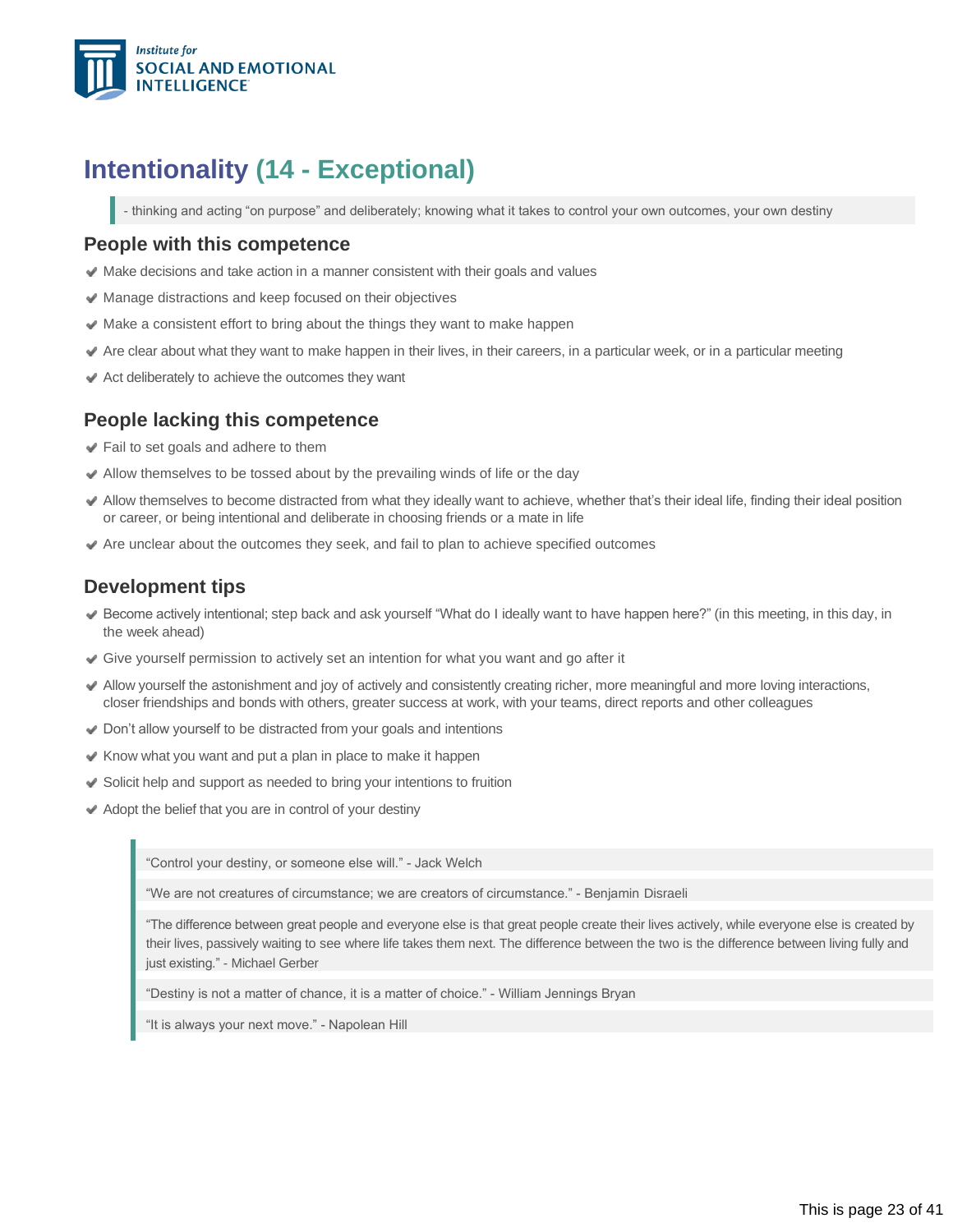# Intentionality (14 - Exceptional)

> - thinking and acting "on purpose" and deliberately; knowing what it takes to control your own outcomes, your own destiny

## People with this competence

- Make decisions and take action in a manner consistent with their goals and values
- Manage distractions and keep focused on their objectives
- Make a consistent effort to bring about the things they want to make happen
- Are clear about what they want to make happen in their lives, in their careers, in a particular week, or in a particular meeting
- Act deliberately to achieve the outcomes they want

## People lacking this competence

- Fail to set goals and adhere to them
- Allow themselves to be tossed about by the prevailing winds of life or the day
- Allow themselves to become distracted from what they ideally want to achieve, whether that's their ideal life, finding their ideal position or career, or being intentional and deliberate in choosing friends or a mate in life
- Are unclear about the outcomes they seek, and fail to plan to achieve specified outcomes

## Development tips

- Become actively intentional; step back and ask yourself "What do I ideally want to have happen here?" (in this meeting, in this day, in the week ahead)
- Give yourself permission to actively set an intention for what you want and go after it
- Allow yourself the astonishment and joy of actively and consistently creating richer, more meaningful and more loving interactions, closer friendships and bonds with others, greater success at work, with your teams, direct reports and other colleagues
- Don't allow yourself to be distracted from your goals and intentions
- Know what you want and put a plan in place to make it happen
- Solicit help and support as needed to bring your intentions to fruition
- Adopt the belief that you are in control of your destiny

> "Control your destiny, or someone else will." - Jack Welch
>
> "We are not creatures of circumstance; we are creators of circumstance." - Benjamin Disraeli
>
> "The difference between great people and everyone else is that great people create their lives actively, while everyone else is created by their lives, passively waiting to see where life takes them next. The difference between the two is the difference between living fully and just existing." - Michael Gerber
>
> "Destiny is not a matter of chance, it is a matter of choice." - William Jennings Bryan
>
> "It is always your next move." - Napolean Hill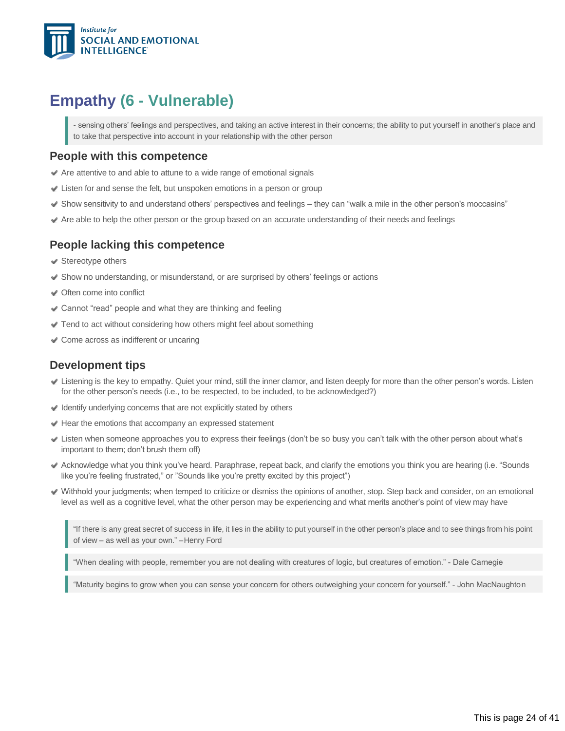# Empathy (6 - Vulnerable)

> - sensing others' feelings and perspectives, and taking an active interest in their concerns; the ability to put yourself in another's place and to take that perspective into account in your relationship with the other person

## People with this competence

- Are attentive to and able to attune to a wide range of emotional signals
- Listen for and sense the felt, but unspoken emotions in a person or group
- Show sensitivity to and understand others' perspectives and feelings – they can "walk a mile in the other person's moccasins"
- Are able to help the other person or the group based on an accurate understanding of their needs and feelings

## People lacking this competence

- Stereotype others
- Show no understanding, or misunderstand, or are surprised by others' feelings or actions
- Often come into conflict
- Cannot "read" people and what they are thinking and feeling
- Tend to act without considering how others might feel about something
- Come across as indifferent or uncaring

## Development tips

- Listening is the key to empathy. Quiet your mind, still the inner clamor, and listen deeply for more than the other person's words. Listen for the other person's needs (i.e., to be respected, to be included, to be acknowledged?)
- Identify underlying concerns that are not explicitly stated by others
- Hear the emotions that accompany an expressed statement
- Listen when someone approaches you to express their feelings (don't be so busy you can't talk with the other person about what's important to them; don't brush them off)
- Acknowledge what you think you've heard. Paraphrase, repeat back, and clarify the emotions you think you are hearing (i.e. "Sounds like you're feeling frustrated," or "Sounds like you're pretty excited by this project")
- Withhold your judgments; when temped to criticize or dismiss the opinions of another, stop. Step back and consider, on an emotional level as well as a cognitive level, what the other person may be experiencing and what merits another's point of view may have

> "If there is any great secret of success in life, it lies in the ability to put yourself in the other person's place and to see things from his point of view – as well as your own." –Henry Ford

> "When dealing with people, remember you are not dealing with creatures of logic, but creatures of emotion." - Dale Carnegie

> "Maturity begins to grow when you can sense your concern for others outweighing your concern for yourself." - John MacNaughton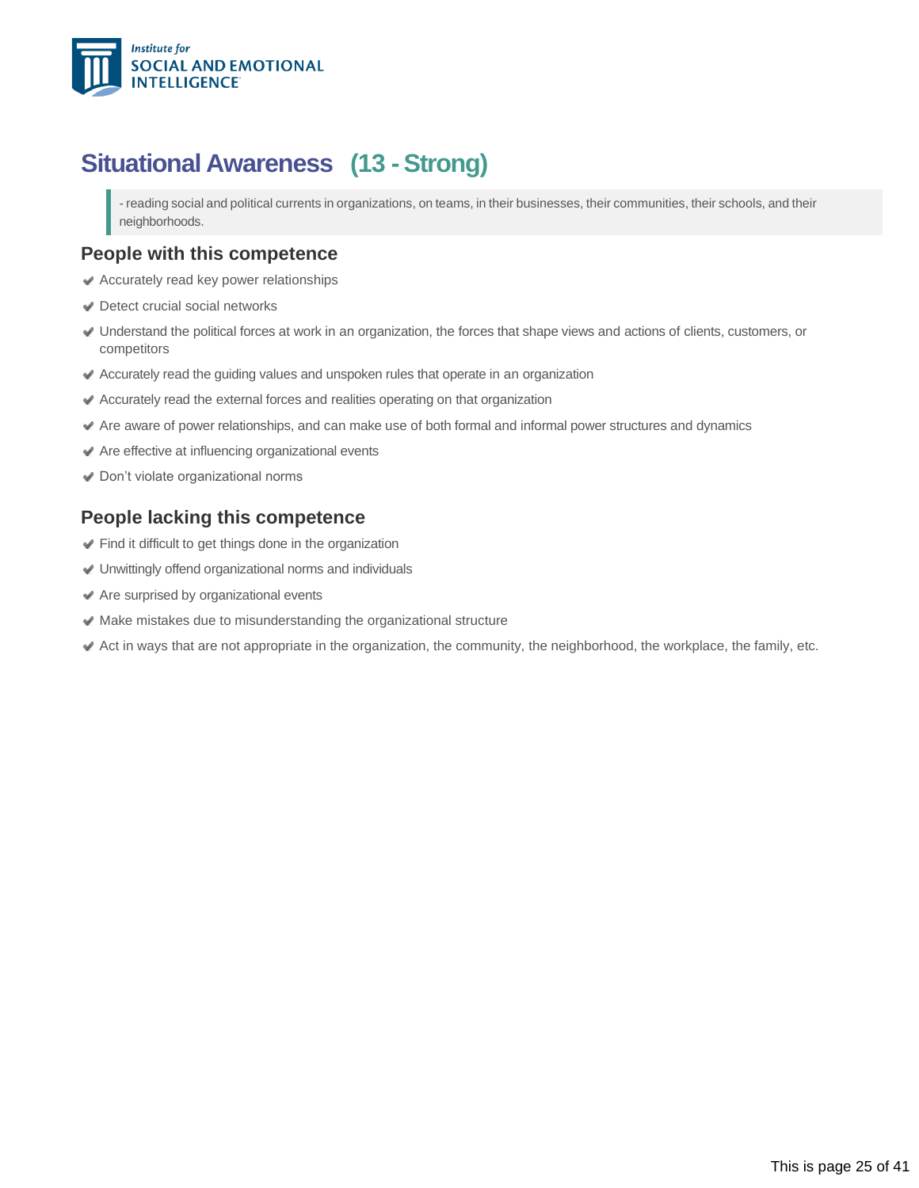## Situational Awareness (13 - Strong)

> - reading social and political currents in organizations, on teams, in their businesses, their communities, their schools, and their neighborhoods.

### People with this competence

- Accurately read key power relationships
- Detect crucial social networks
- Understand the political forces at work in an organization, the forces that shape views and actions of clients, customers, or competitors
- Accurately read the guiding values and unspoken rules that operate in an organization
- Accurately read the external forces and realities operating on that organization
- Are aware of power relationships, and can make use of both formal and informal power structures and dynamics
- Are effective at influencing organizational events
- Don't violate organizational norms

### People lacking this competence

- Find it difficult to get things done in the organization
- Unwittingly offend organizational norms and individuals
- Are surprised by organizational events
- Make mistakes due to misunderstanding the organizational structure
- Act in ways that are not appropriate in the organization, the community, the neighborhood, the workplace, the family, etc.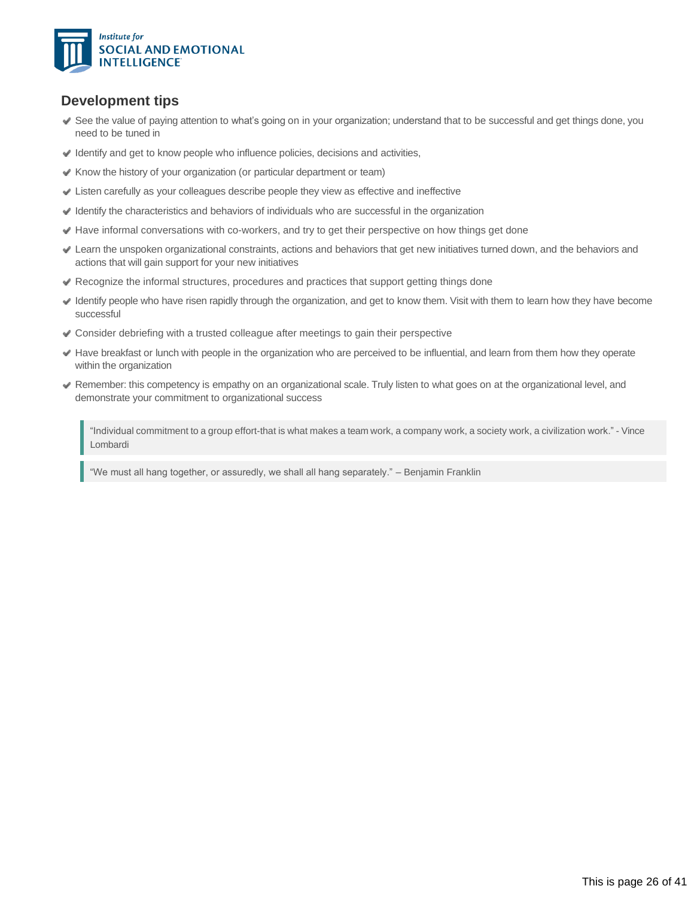## Development tips

- See the value of paying attention to what's going on in your organization; understand that to be successful and get things done, you need to be tuned in
- Identify and get to know people who influence policies, decisions and activities,
- Know the history of your organization (or particular department or team)
- Listen carefully as your colleagues describe people they view as effective and ineffective
- Identify the characteristics and behaviors of individuals who are successful in the organization
- Have informal conversations with co-workers, and try to get their perspective on how things get done
- Learn the unspoken organizational constraints, actions and behaviors that get new initiatives turned down, and the behaviors and actions that will gain support for your new initiatives
- Recognize the informal structures, procedures and practices that support getting things done
- Identify people who have risen rapidly through the organization, and get to know them. Visit with them to learn how they have become successful
- Consider debriefing with a trusted colleague after meetings to gain their perspective
- Have breakfast or lunch with people in the organization who are perceived to be influential, and learn from them how they operate within the organization
- Remember: this competency is empathy on an organizational scale. Truly listen to what goes on at the organizational level, and demonstrate your commitment to organizational success

> "Individual commitment to a group effort-that is what makes a team work, a company work, a society work, a civilization work." - Vince Lombardi

> "We must all hang together, or assuredly, we shall all hang separately." – Benjamin Franklin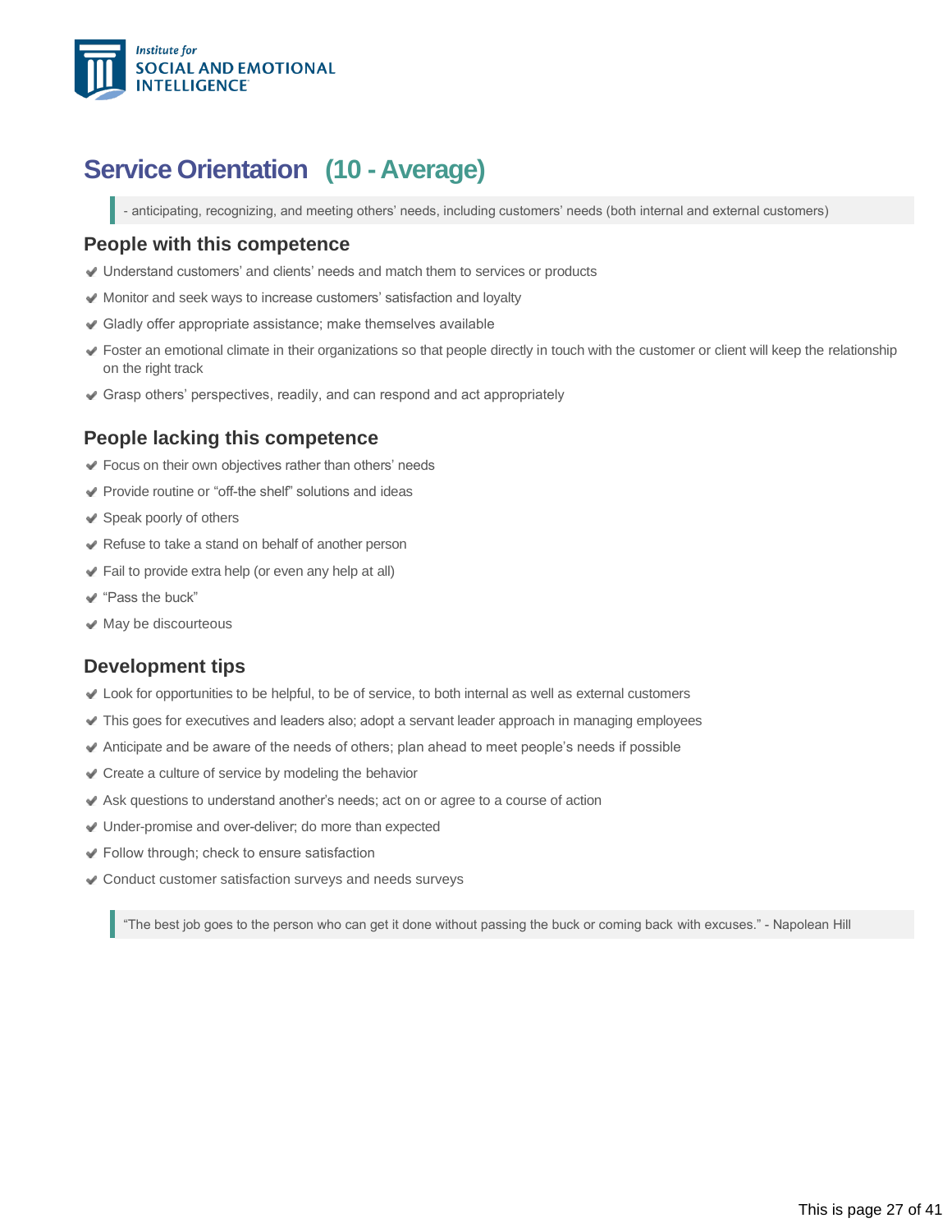## Service Orientation (10 - Average)

> - anticipating, recognizing, and meeting others' needs, including customers' needs (both internal and external customers)

### People with this competence

- Understand customers' and clients' needs and match them to services or products
- Monitor and seek ways to increase customers' satisfaction and loyalty
- Gladly offer appropriate assistance; make themselves available
- Foster an emotional climate in their organizations so that people directly in touch with the customer or client will keep the relationship on the right track
- Grasp others' perspectives, readily, and can respond and act appropriately

### People lacking this competence

- Focus on their own objectives rather than others' needs
- Provide routine or "off-the shelf" solutions and ideas
- Speak poorly of others
- Refuse to take a stand on behalf of another person
- Fail to provide extra help (or even any help at all)
- "Pass the buck"
- May be discourteous

### Development tips

- Look for opportunities to be helpful, to be of service, to both internal as well as external customers
- This goes for executives and leaders also; adopt a servant leader approach in managing employees
- Anticipate and be aware of the needs of others; plan ahead to meet people's needs if possible
- Create a culture of service by modeling the behavior
- Ask questions to understand another's needs; act on or agree to a course of action
- Under-promise and over-deliver; do more than expected
- Follow through; check to ensure satisfaction
- Conduct customer satisfaction surveys and needs surveys

> "The best job goes to the person who can get it done without passing the buck or coming back with excuses." - Napolean Hill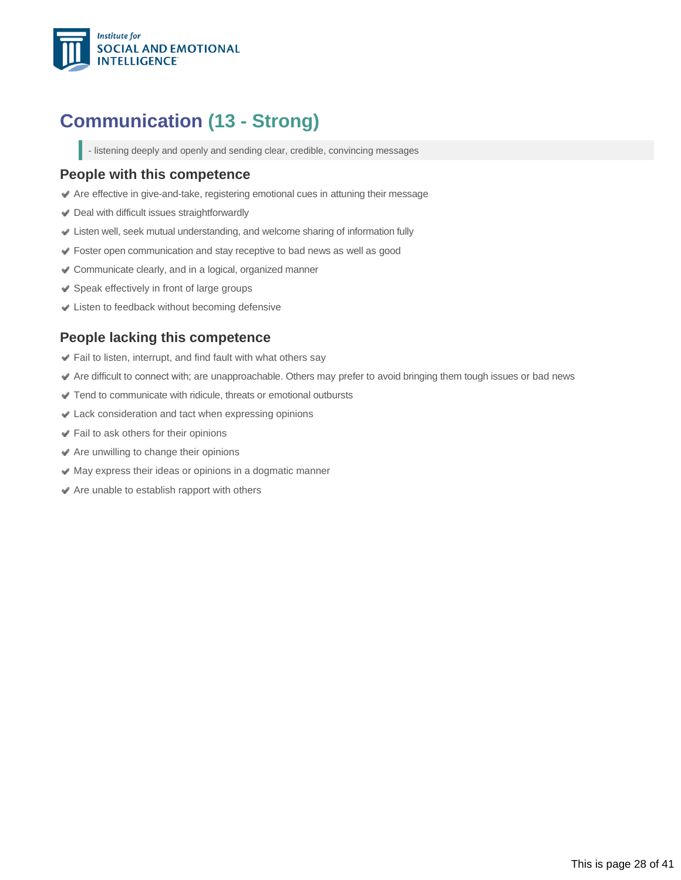# Communication (13 - Strong)

> - listening deeply and openly and sending clear, credible, convincing messages

## People with this competence

- Are effective in give-and-take, registering emotional cues in attuning their message
- Deal with difficult issues straightforwardly
- Listen well, seek mutual understanding, and welcome sharing of information fully
- Foster open communication and stay receptive to bad news as well as good
- Communicate clearly, and in a logical, organized manner
- Speak effectively in front of large groups
- Listen to feedback without becoming defensive

## People lacking this competence

- Fail to listen, interrupt, and find fault with what others say
- Are difficult to connect with; are unapproachable. Others may prefer to avoid bringing them tough issues or bad news
- Tend to communicate with ridicule, threats or emotional outbursts
- Lack consideration and tact when expressing opinions
- Fail to ask others for their opinions
- Are unwilling to change their opinions
- May express their ideas or opinions in a dogmatic manner
- Are unable to establish rapport with others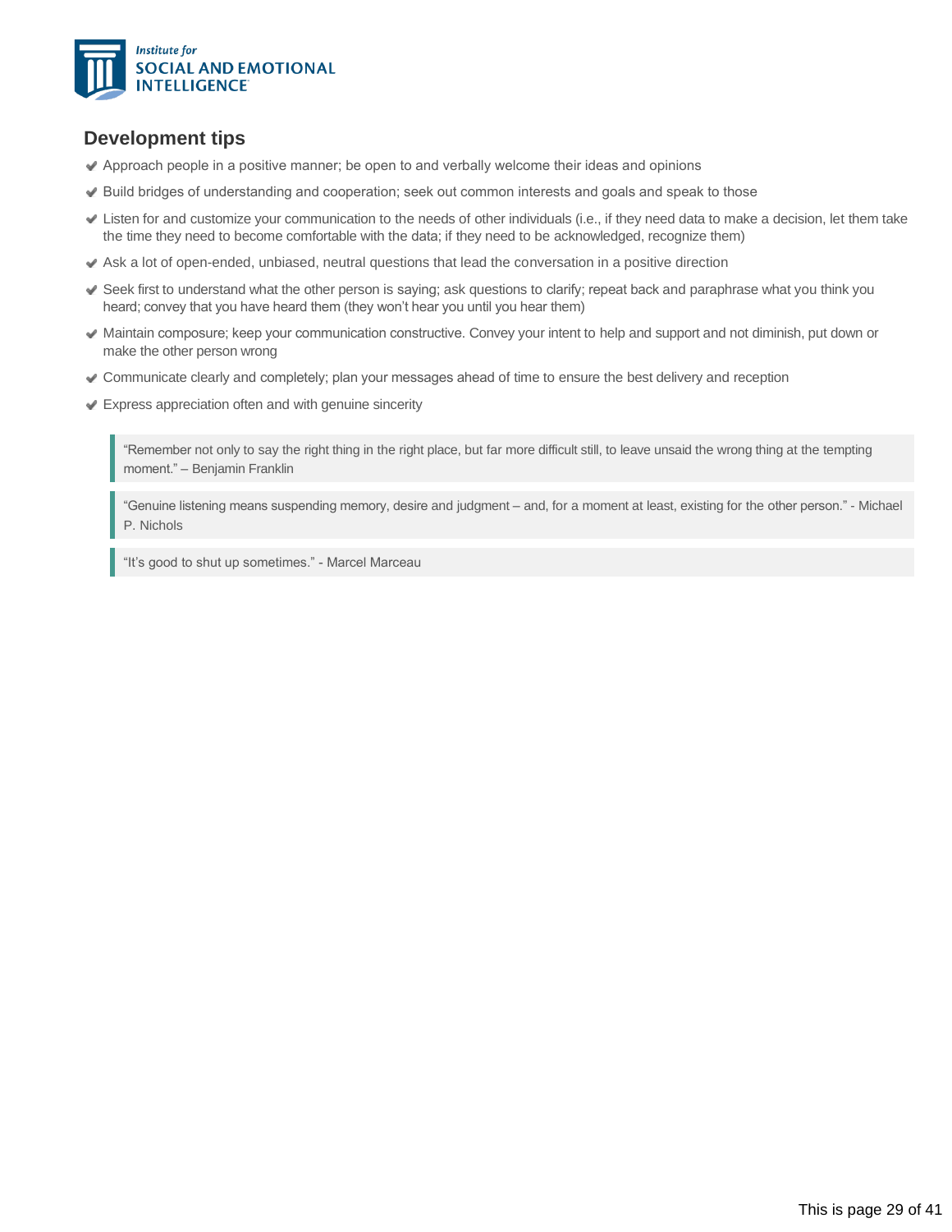## Development tips

- Approach people in a positive manner; be open to and verbally welcome their ideas and opinions
- Build bridges of understanding and cooperation; seek out common interests and goals and speak to those
- Listen for and customize your communication to the needs of other individuals (i.e., if they need data to make a decision, let them take the time they need to become comfortable with the data; if they need to be acknowledged, recognize them)
- Ask a lot of open-ended, unbiased, neutral questions that lead the conversation in a positive direction
- Seek first to understand what the other person is saying; ask questions to clarify; repeat back and paraphrase what you think you heard; convey that you have heard them (they won't hear you until you hear them)
- Maintain composure; keep your communication constructive. Convey your intent to help and support and not diminish, put down or make the other person wrong
- Communicate clearly and completely; plan your messages ahead of time to ensure the best delivery and reception
- Express appreciation often and with genuine sincerity

> "Remember not only to say the right thing in the right place, but far more difficult still, to leave unsaid the wrong thing at the tempting moment." – Benjamin Franklin

> "Genuine listening means suspending memory, desire and judgment – and, for a moment at least, existing for the other person." - Michael P. Nichols

> "It's good to shut up sometimes." - Marcel Marceau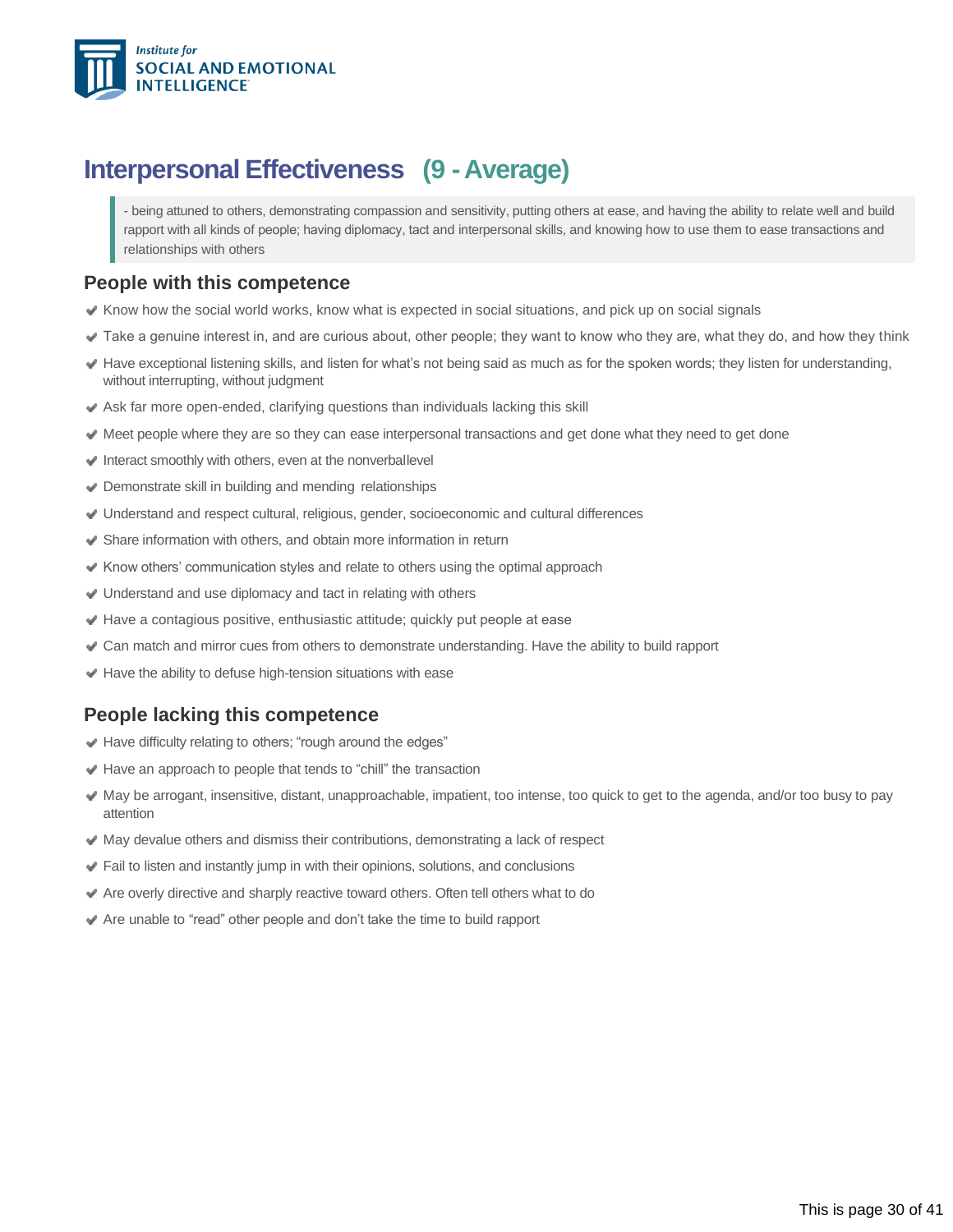# Interpersonal Effectiveness (9 - Average)

> - being attuned to others, demonstrating compassion and sensitivity, putting others at ease, and having the ability to relate well and build rapport with all kinds of people; having diplomacy, tact and interpersonal skills, and knowing how to use them to ease transactions and relationships with others

## People with this competence

- Know how the social world works, know what is expected in social situations, and pick up on social signals
- Take a genuine interest in, and are curious about, other people; they want to know who they are, what they do, and how they think
- Have exceptional listening skills, and listen for what's not being said as much as for the spoken words; they listen for understanding, without interrupting, without judgment
- Ask far more open-ended, clarifying questions than individuals lacking this skill
- Meet people where they are so they can ease interpersonal transactions and get done what they need to get done
- Interact smoothly with others, even at the nonverballevel
- Demonstrate skill in building and mending relationships
- Understand and respect cultural, religious, gender, socioeconomic and cultural differences
- Share information with others, and obtain more information in return
- Know others' communication styles and relate to others using the optimal approach
- Understand and use diplomacy and tact in relating with others
- Have a contagious positive, enthusiastic attitude; quickly put people at ease
- Can match and mirror cues from others to demonstrate understanding. Have the ability to build rapport
- Have the ability to defuse high-tension situations with ease

## People lacking this competence

- Have difficulty relating to others; "rough around the edges"
- Have an approach to people that tends to "chill" the transaction
- May be arrogant, insensitive, distant, unapproachable, impatient, too intense, too quick to get to the agenda, and/or too busy to pay attention
- May devalue others and dismiss their contributions, demonstrating a lack of respect
- Fail to listen and instantly jump in with their opinions, solutions, and conclusions
- Are overly directive and sharply reactive toward others. Often tell others what to do
- Are unable to "read" other people and don't take the time to build rapport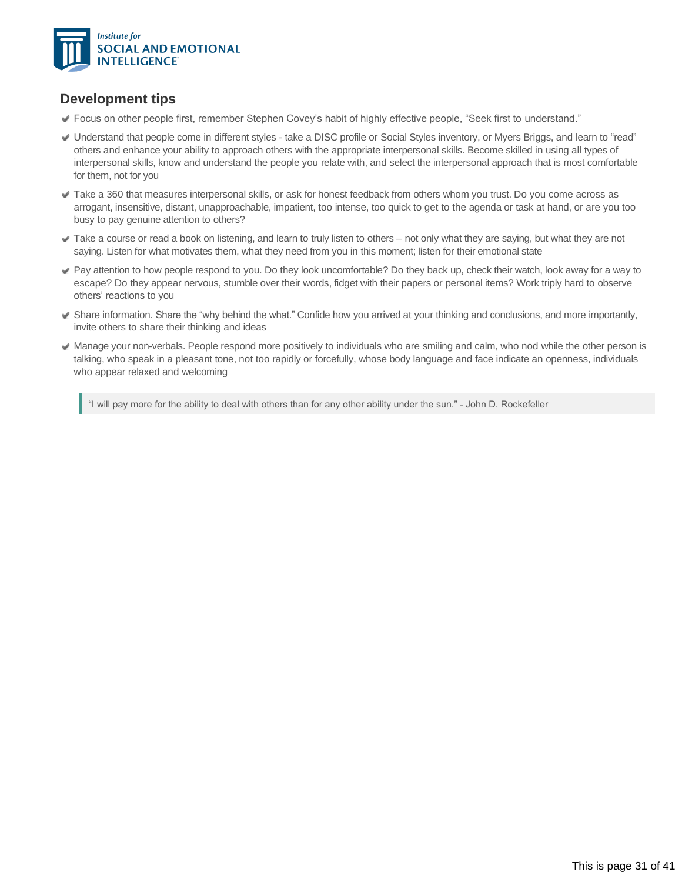## Development tips

- Focus on other people first, remember Stephen Covey's habit of highly effective people, "Seek first to understand."
- Understand that people come in different styles - take a DISC profile or Social Styles inventory, or Myers Briggs, and learn to "read" others and enhance your ability to approach others with the appropriate interpersonal skills. Become skilled in using all types of interpersonal skills, know and understand the people you relate with, and select the interpersonal approach that is most comfortable for them, not for you
- Take a 360 that measures interpersonal skills, or ask for honest feedback from others whom you trust. Do you come across as arrogant, insensitive, distant, unapproachable, impatient, too intense, too quick to get to the agenda or task at hand, or are you too busy to pay genuine attention to others?
- Take a course or read a book on listening, and learn to truly listen to others – not only what they are saying, but what they are not saying. Listen for what motivates them, what they need from you in this moment; listen for their emotional state
- Pay attention to how people respond to you. Do they look uncomfortable? Do they back up, check their watch, look away for a way to escape? Do they appear nervous, stumble over their words, fidget with their papers or personal items? Work triply hard to observe others' reactions to you
- Share information. Share the "why behind the what." Confide how you arrived at your thinking and conclusions, and more importantly, invite others to share their thinking and ideas
- Manage your non-verbals. People respond more positively to individuals who are smiling and calm, who nod while the other person is talking, who speak in a pleasant tone, not too rapidly or forcefully, whose body language and face indicate an openness, individuals who appear relaxed and welcoming

> "I will pay more for the ability to deal with others than for any other ability under the sun." - John D. Rockefeller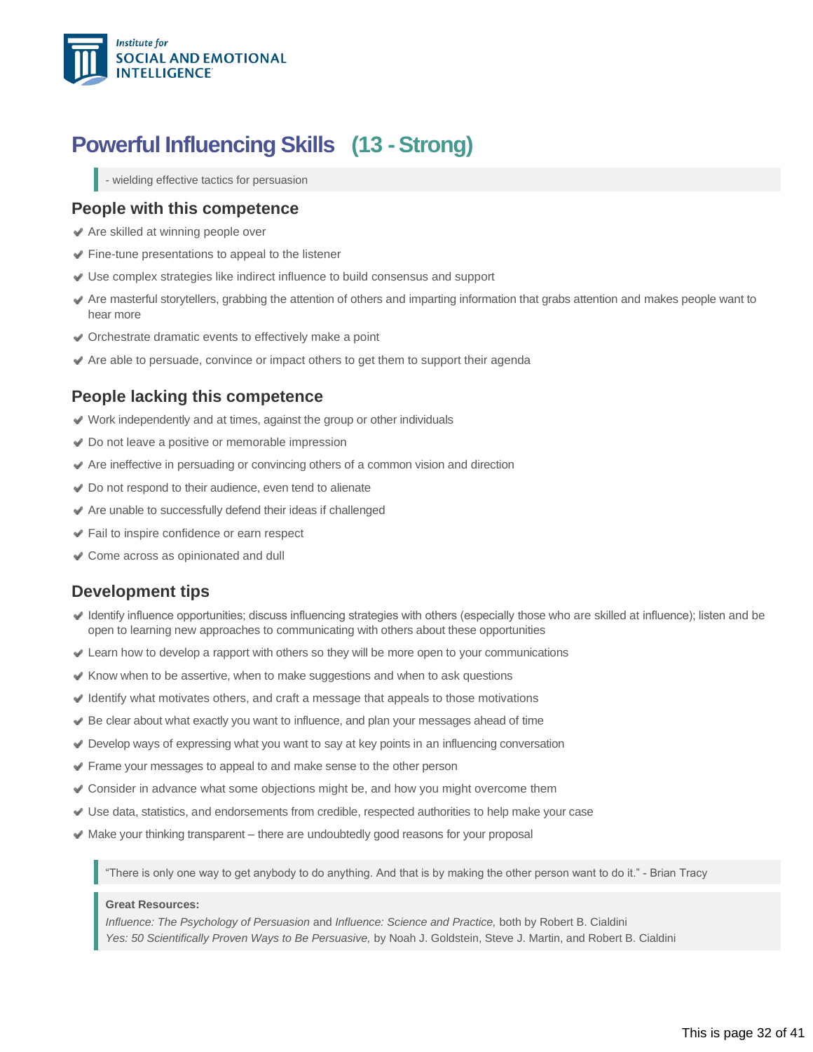# Powerful Influencing Skills (13 - Strong)

> - wielding effective tactics for persuasion

## People with this competence

- Are skilled at winning people over
- Fine-tune presentations to appeal to the listener
- Use complex strategies like indirect influence to build consensus and support
- Are masterful storytellers, grabbing the attention of others and imparting information that grabs attention and makes people want to hear more
- Orchestrate dramatic events to effectively make a point
- Are able to persuade, convince or impact others to get them to support their agenda

## People lacking this competence

- Work independently and at times, against the group or other individuals
- Do not leave a positive or memorable impression
- Are ineffective in persuading or convincing others of a common vision and direction
- Do not respond to their audience, even tend to alienate
- Are unable to successfully defend their ideas if challenged
- Fail to inspire confidence or earn respect
- Come across as opinionated and dull

## Development tips

- Identify influence opportunities; discuss influencing strategies with others (especially those who are skilled at influence); listen and be open to learning new approaches to communicating with others about these opportunities
- Learn how to develop a rapport with others so they will be more open to your communications
- Know when to be assertive, when to make suggestions and when to ask questions
- Identify what motivates others, and craft a message that appeals to those motivations
- Be clear about what exactly you want to influence, and plan your messages ahead of time
- Develop ways of expressing what you want to say at key points in an influencing conversation
- Frame your messages to appeal to and make sense to the other person
- Consider in advance what some objections might be, and how you might overcome them
- Use data, statistics, and endorsements from credible, respected authorities to help make your case
- Make your thinking transparent – there are undoubtedly good reasons for your proposal

> "There is only one way to get anybody to do anything. And that is by making the other person want to do it." - Brian Tracy

> **Great Resources:**
> *Influence: The Psychology of Persuasion* and *Influence: Science and Practice,* both by Robert B. Cialdini
> *Yes: 50 Scientifically Proven Ways to Be Persuasive,* by Noah J. Goldstein, Steve J. Martin, and Robert B. Cialdini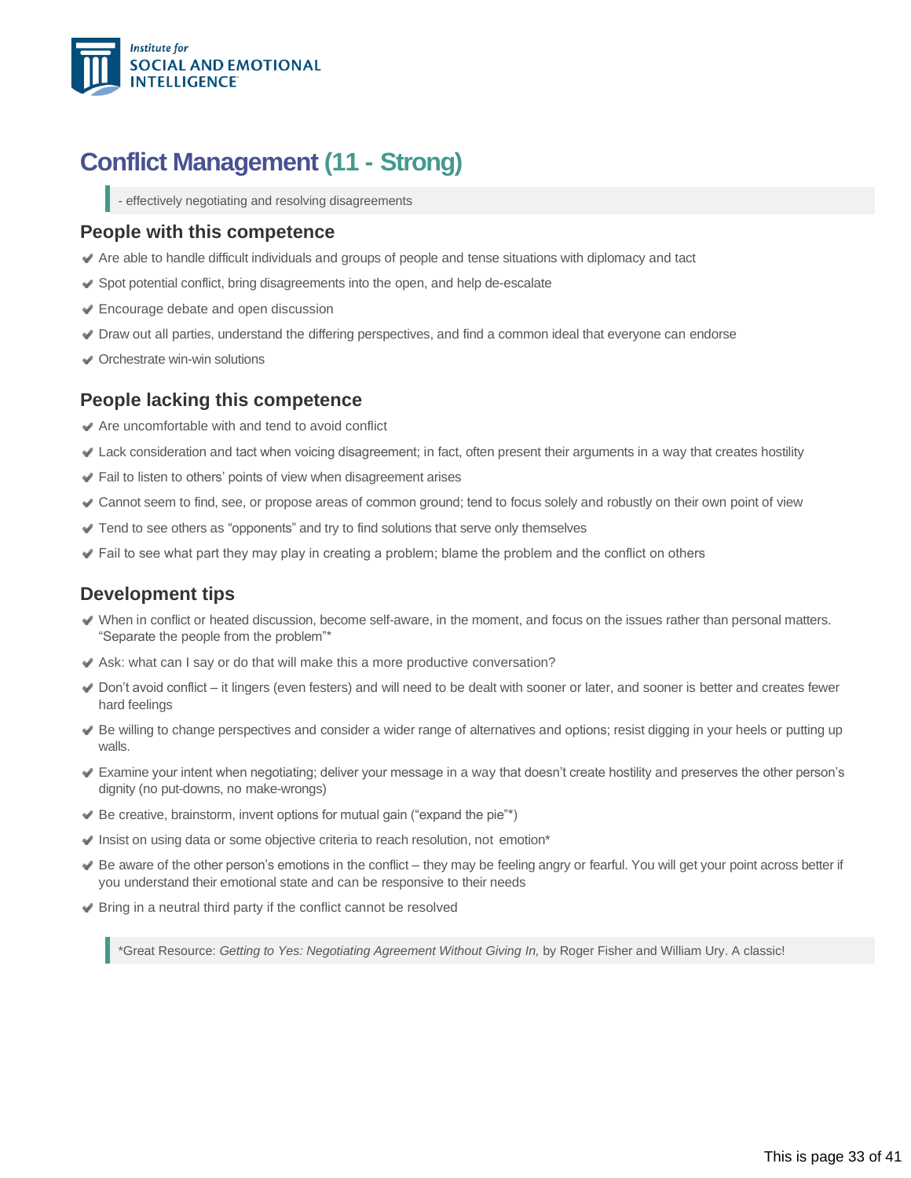# Conflict Management (11 - Strong)

> - effectively negotiating and resolving disagreements

## People with this competence

- Are able to handle difficult individuals and groups of people and tense situations with diplomacy and tact
- Spot potential conflict, bring disagreements into the open, and help de-escalate
- Encourage debate and open discussion
- Draw out all parties, understand the differing perspectives, and find a common ideal that everyone can endorse
- Orchestrate win-win solutions

## People lacking this competence

- Are uncomfortable with and tend to avoid conflict
- Lack consideration and tact when voicing disagreement; in fact, often present their arguments in a way that creates hostility
- Fail to listen to others' points of view when disagreement arises
- Cannot seem to find, see, or propose areas of common ground; tend to focus solely and robustly on their own point of view
- Tend to see others as "opponents" and try to find solutions that serve only themselves
- Fail to see what part they may play in creating a problem; blame the problem and the conflict on others

## Development tips

- When in conflict or heated discussion, become self-aware, in the moment, and focus on the issues rather than personal matters. "Separate the people from the problem"*
- Ask: what can I say or do that will make this a more productive conversation?
- Don't avoid conflict – it lingers (even festers) and will need to be dealt with sooner or later, and sooner is better and creates fewer hard feelings
- Be willing to change perspectives and consider a wider range of alternatives and options; resist digging in your heels or putting up walls.
- Examine your intent when negotiating; deliver your message in a way that doesn't create hostility and preserves the other person's dignity (no put-downs, no make-wrongs)
- Be creative, brainstorm, invent options for mutual gain ("expand the pie"*)
- Insist on using data or some objective criteria to reach resolution, not emotion*
- Be aware of the other person's emotions in the conflict – they may be feeling angry or fearful. You will get your point across better if you understand their emotional state and can be responsive to their needs
- Bring in a neutral third party if the conflict cannot be resolved

> *Great Resource: *Getting to Yes: Negotiating Agreement Without Giving In,* by Roger Fisher and William Ury. A classic!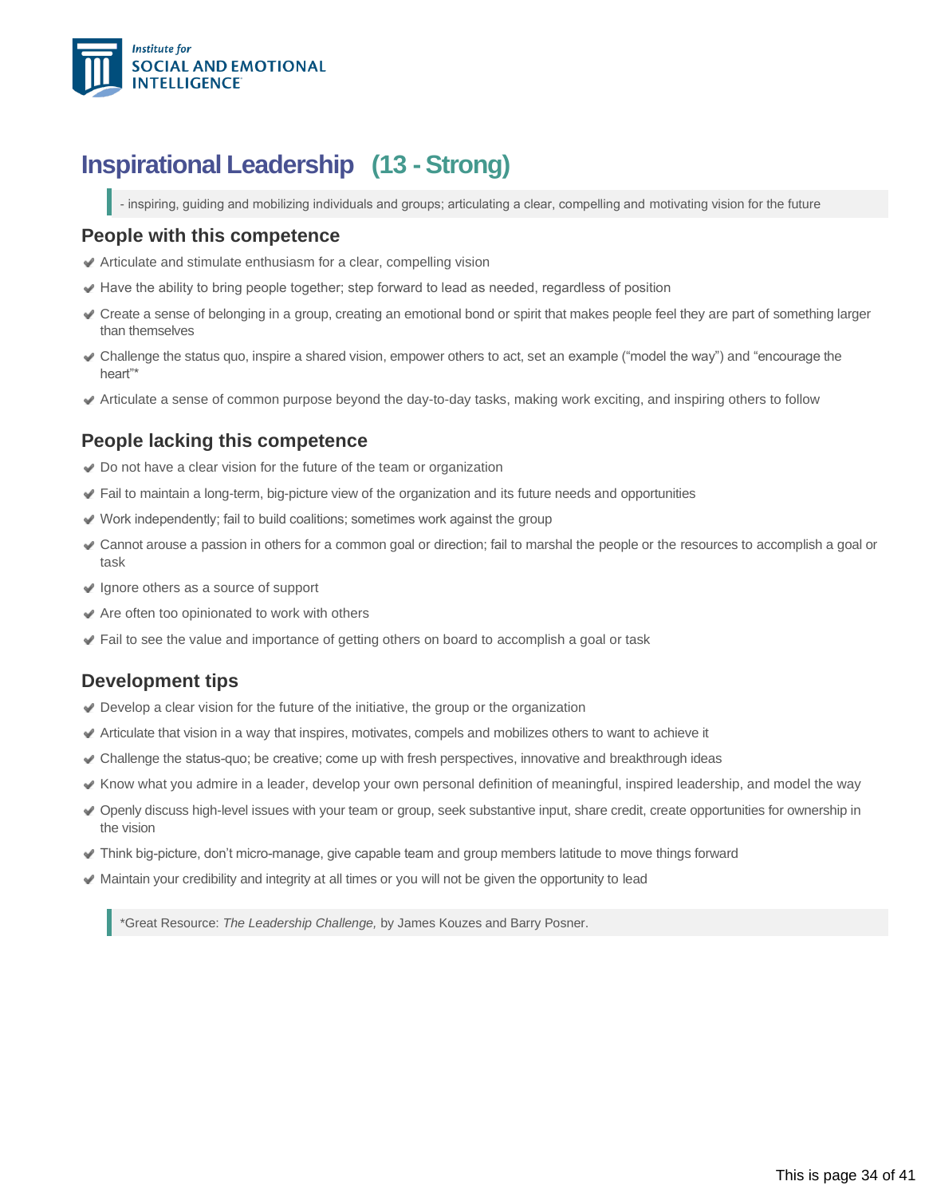# Inspirational Leadership (13 - Strong)

> - inspiring, guiding and mobilizing individuals and groups; articulating a clear, compelling and motivating vision for the future

## People with this competence

- Articulate and stimulate enthusiasm for a clear, compelling vision
- Have the ability to bring people together; step forward to lead as needed, regardless of position
- Create a sense of belonging in a group, creating an emotional bond or spirit that makes people feel they are part of something larger than themselves
- Challenge the status quo, inspire a shared vision, empower others to act, set an example ("model the way") and "encourage the heart"*
- Articulate a sense of common purpose beyond the day-to-day tasks, making work exciting, and inspiring others to follow

## People lacking this competence

- Do not have a clear vision for the future of the team or organization
- Fail to maintain a long-term, big-picture view of the organization and its future needs and opportunities
- Work independently; fail to build coalitions; sometimes work against the group
- Cannot arouse a passion in others for a common goal or direction; fail to marshal the people or the resources to accomplish a goal or task
- Ignore others as a source of support
- Are often too opinionated to work with others
- Fail to see the value and importance of getting others on board to accomplish a goal or task

## Development tips

- Develop a clear vision for the future of the initiative, the group or the organization
- Articulate that vision in a way that inspires, motivates, compels and mobilizes others to want to achieve it
- Challenge the status-quo; be creative; come up with fresh perspectives, innovative and breakthrough ideas
- Know what you admire in a leader, develop your own personal definition of meaningful, inspired leadership, and model the way
- Openly discuss high-level issues with your team or group, seek substantive input, share credit, create opportunities for ownership in the vision
- Think big-picture, don't micro-manage, give capable team and group members latitude to move things forward
- Maintain your credibility and integrity at all times or you will not be given the opportunity to lead

> *Great Resource: *The Leadership Challenge,* by James Kouzes and Barry Posner.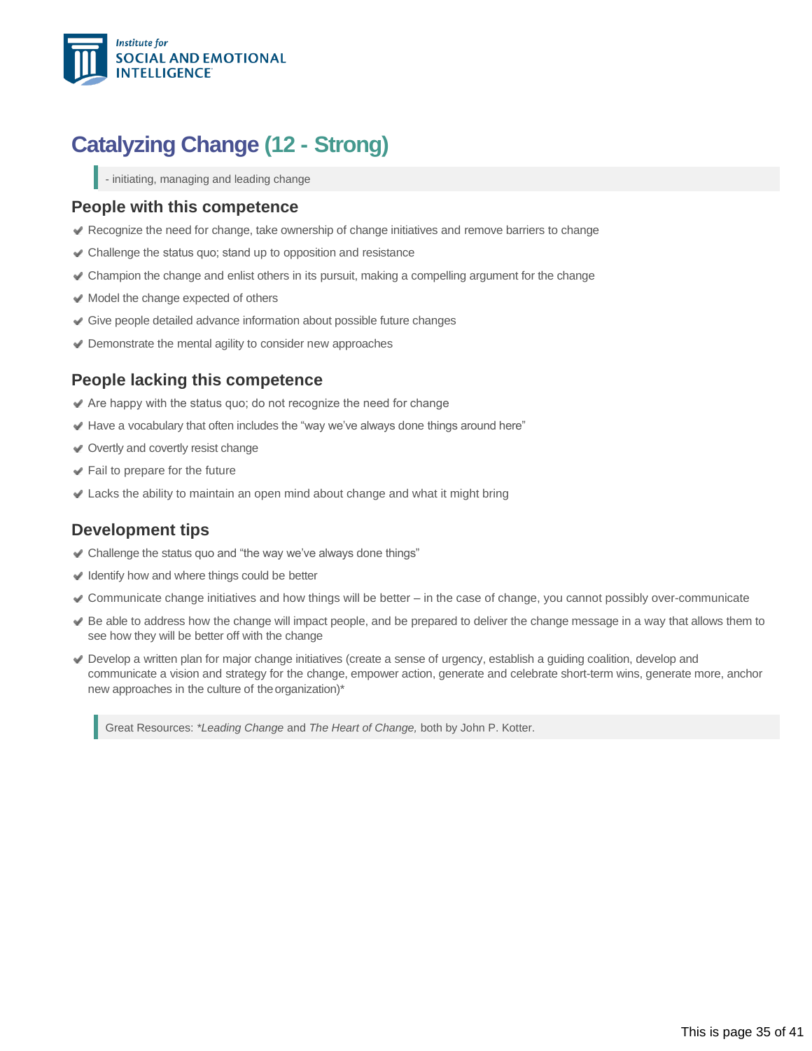# Catalyzing Change (12 - Strong)

> - initiating, managing and leading change

## People with this competence

- Recognize the need for change, take ownership of change initiatives and remove barriers to change
- Challenge the status quo; stand up to opposition and resistance
- Champion the change and enlist others in its pursuit, making a compelling argument for the change
- Model the change expected of others
- Give people detailed advance information about possible future changes
- Demonstrate the mental agility to consider new approaches

## People lacking this competence

- Are happy with the status quo; do not recognize the need for change
- Have a vocabulary that often includes the "way we've always done things around here"
- Overtly and covertly resist change
- Fail to prepare for the future
- Lacks the ability to maintain an open mind about change and what it might bring

## Development tips

- Challenge the status quo and "the way we've always done things"
- Identify how and where things could be better
- Communicate change initiatives and how things will be better – in the case of change, you cannot possibly over-communicate
- Be able to address how the change will impact people, and be prepared to deliver the change message in a way that allows them to see how they will be better off with the change
- Develop a written plan for major change initiatives (create a sense of urgency, establish a guiding coalition, develop and communicate a vision and strategy for the change, empower action, generate and celebrate short-term wins, generate more, anchor new approaches in the culture of the organization)*

> Great Resources: *\*Leading Change* and *The Heart of Change,* both by John P. Kotter.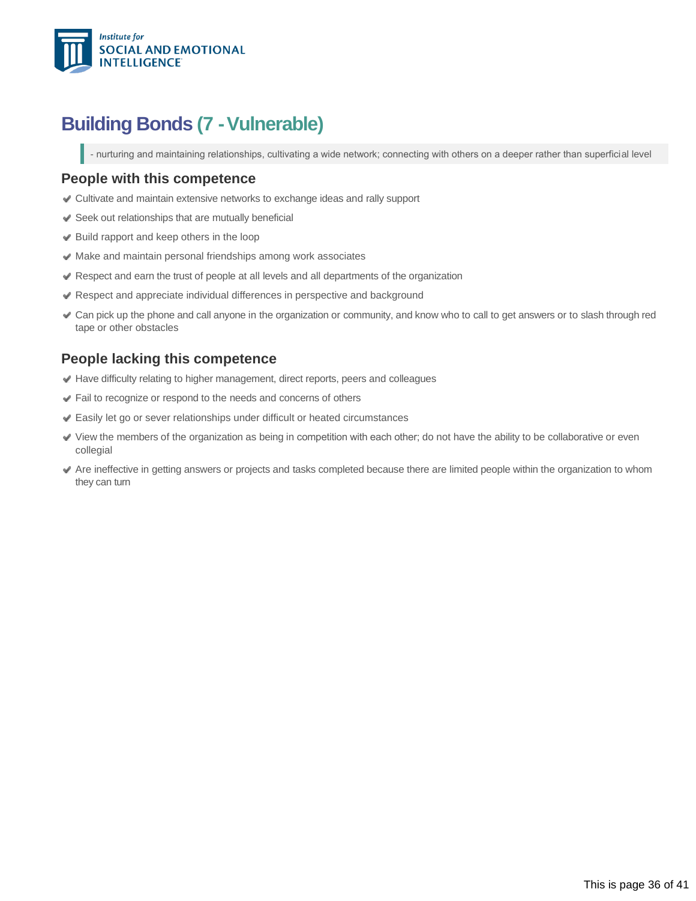## Building Bonds (7 - Vulnerable)

> - nurturing and maintaining relationships, cultivating a wide network; connecting with others on a deeper rather than superficial level

### People with this competence

- Cultivate and maintain extensive networks to exchange ideas and rally support
- Seek out relationships that are mutually beneficial
- Build rapport and keep others in the loop
- Make and maintain personal friendships among work associates
- Respect and earn the trust of people at all levels and all departments of the organization
- Respect and appreciate individual differences in perspective and background
- Can pick up the phone and call anyone in the organization or community, and know who to call to get answers or to slash through red tape or other obstacles

### People lacking this competence

- Have difficulty relating to higher management, direct reports, peers and colleagues
- Fail to recognize or respond to the needs and concerns of others
- Easily let go or sever relationships under difficult or heated circumstances
- View the members of the organization as being in competition with each other; do not have the ability to be collaborative or even collegial
- Are ineffective in getting answers or projects and tasks completed because there are limited people within the organization to whom they can turn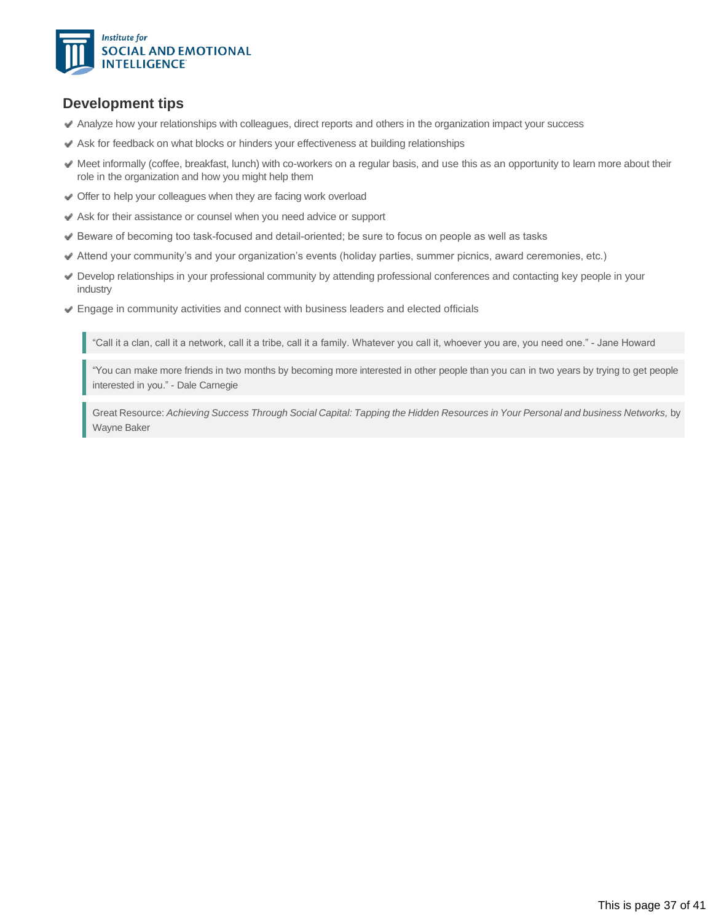## Development tips

- Analyze how your relationships with colleagues, direct reports and others in the organization impact your success
- Ask for feedback on what blocks or hinders your effectiveness at building relationships
- Meet informally (coffee, breakfast, lunch) with co-workers on a regular basis, and use this as an opportunity to learn more about their role in the organization and how you might help them
- Offer to help your colleagues when they are facing work overload
- Ask for their assistance or counsel when you need advice or support
- Beware of becoming too task-focused and detail-oriented; be sure to focus on people as well as tasks
- Attend your community's and your organization's events (holiday parties, summer picnics, award ceremonies, etc.)
- Develop relationships in your professional community by attending professional conferences and contacting key people in your industry
- Engage in community activities and connect with business leaders and elected officials

> "Call it a clan, call it a network, call it a tribe, call it a family. Whatever you call it, whoever you are, you need one." - Jane Howard

> "You can make more friends in two months by becoming more interested in other people than you can in two years by trying to get people interested in you." - Dale Carnegie

> Great Resource: *Achieving Success Through Social Capital: Tapping the Hidden Resources in Your Personal and business Networks,* by Wayne Baker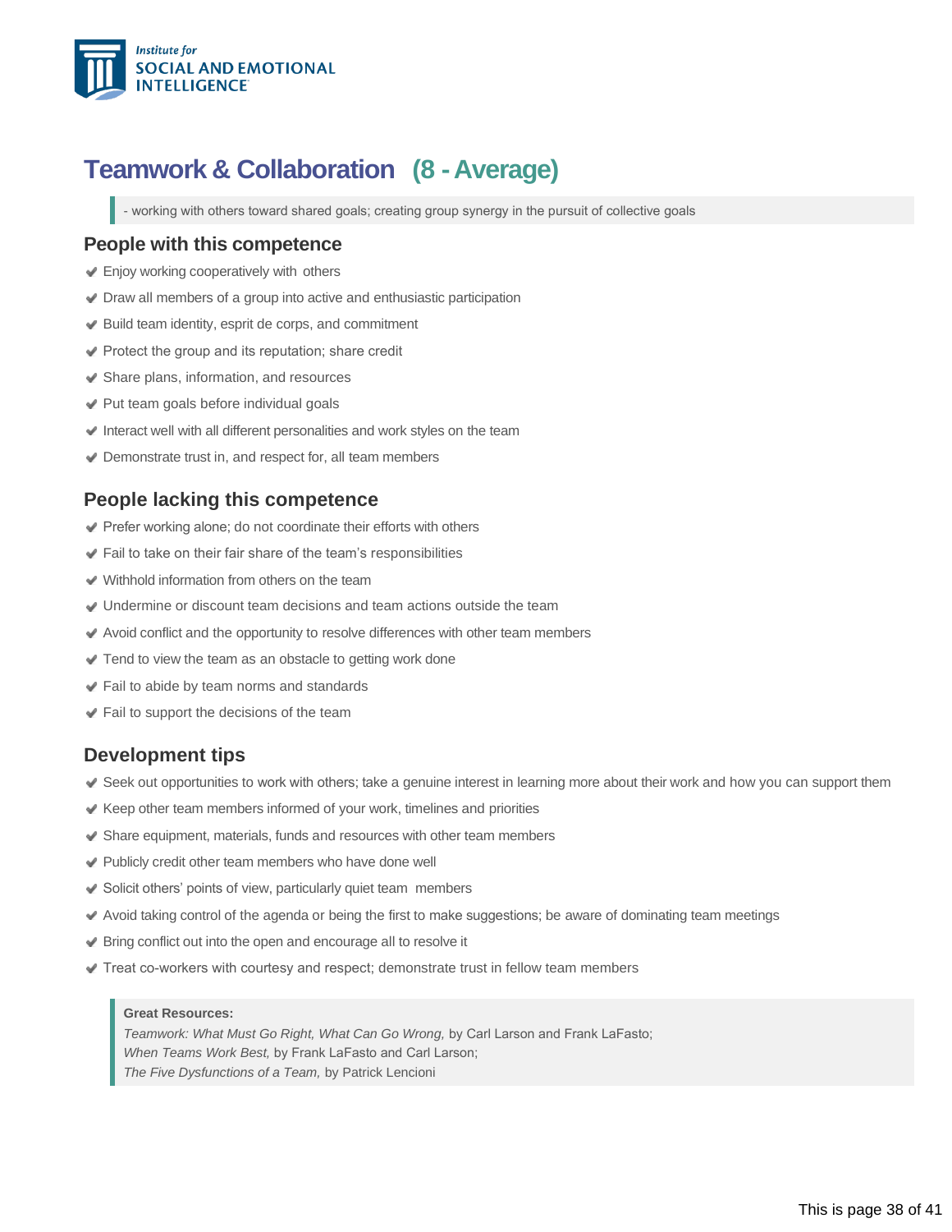Institute for
SOCIAL AND EMOTIONAL INTELLIGENCE

# Teamwork & Collaboration (8 - Average)

> - working with others toward shared goals; creating group synergy in the pursuit of collective goals

## People with this competence

- Enjoy working cooperatively with others
- Draw all members of a group into active and enthusiastic participation
- Build team identity, esprit de corps, and commitment
- Protect the group and its reputation; share credit
- Share plans, information, and resources
- Put team goals before individual goals
- Interact well with all different personalities and work styles on the team
- Demonstrate trust in, and respect for, all team members

## People lacking this competence

- Prefer working alone; do not coordinate their efforts with others
- Fail to take on their fair share of the team's responsibilities
- Withhold information from others on the team
- Undermine or discount team decisions and team actions outside the team
- Avoid conflict and the opportunity to resolve differences with other team members
- Tend to view the team as an obstacle to getting work done
- Fail to abide by team norms and standards
- Fail to support the decisions of the team

## Development tips

- Seek out opportunities to work with others; take a genuine interest in learning more about their work and how you can support them
- Keep other team members informed of your work, timelines and priorities
- Share equipment, materials, funds and resources with other team members
- Publicly credit other team members who have done well
- Solicit others' points of view, particularly quiet team members
- Avoid taking control of the agenda or being the first to make suggestions; be aware of dominating team meetings
- Bring conflict out into the open and encourage all to resolve it
- Treat co-workers with courtesy and respect; demonstrate trust in fellow team members

> **Great Resources:**
> *Teamwork: What Must Go Right, What Can Go Wrong,* by Carl Larson and Frank LaFasto;
> *When Teams Work Best,* by Frank LaFasto and Carl Larson;
> *The Five Dysfunctions of a Team,* by Patrick Lencioni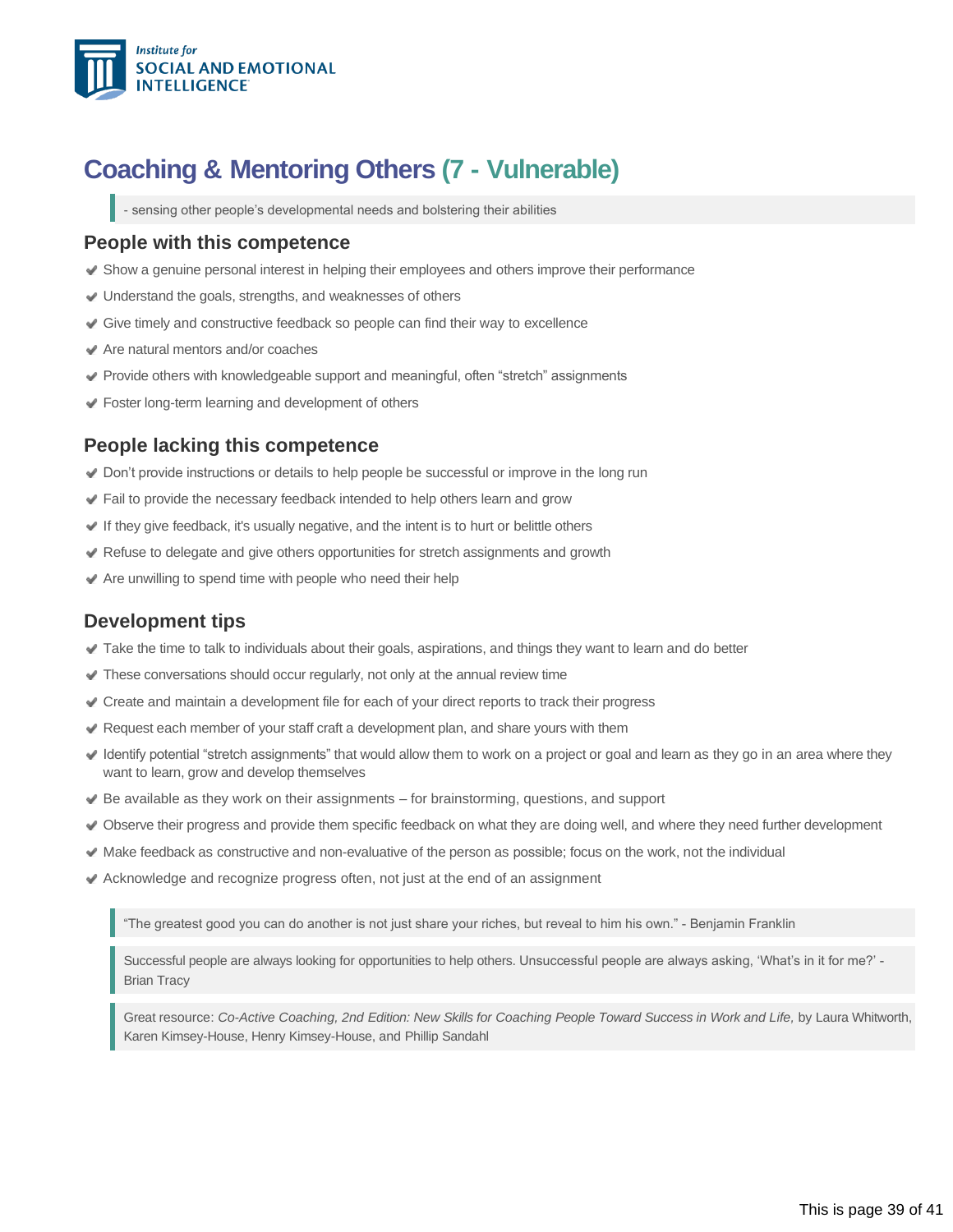# Coaching & Mentoring Others (7 - Vulnerable)

> - sensing other people's developmental needs and bolstering their abilities

## People with this competence

- Show a genuine personal interest in helping their employees and others improve their performance
- Understand the goals, strengths, and weaknesses of others
- Give timely and constructive feedback so people can find their way to excellence
- Are natural mentors and/or coaches
- Provide others with knowledgeable support and meaningful, often "stretch" assignments
- Foster long-term learning and development of others

## People lacking this competence

- Don't provide instructions or details to help people be successful or improve in the long run
- Fail to provide the necessary feedback intended to help others learn and grow
- If they give feedback, it's usually negative, and the intent is to hurt or belittle others
- Refuse to delegate and give others opportunities for stretch assignments and growth
- Are unwilling to spend time with people who need their help

## Development tips

- Take the time to talk to individuals about their goals, aspirations, and things they want to learn and do better
- These conversations should occur regularly, not only at the annual review time
- Create and maintain a development file for each of your direct reports to track their progress
- Request each member of your staff craft a development plan, and share yours with them
- Identify potential "stretch assignments" that would allow them to work on a project or goal and learn as they go in an area where they want to learn, grow and develop themselves
- Be available as they work on their assignments – for brainstorming, questions, and support
- Observe their progress and provide them specific feedback on what they are doing well, and where they need further development
- Make feedback as constructive and non-evaluative of the person as possible; focus on the work, not the individual
- Acknowledge and recognize progress often, not just at the end of an assignment

> "The greatest good you can do another is not just share your riches, but reveal to him his own." - Benjamin Franklin

> Successful people are always looking for opportunities to help others. Unsuccessful people are always asking, 'What's in it for me?' - Brian Tracy

> Great resource: *Co-Active Coaching, 2nd Edition: New Skills for Coaching People Toward Success in Work and Life,* by Laura Whitworth, Karen Kimsey-House, Henry Kimsey-House, and Phillip Sandahl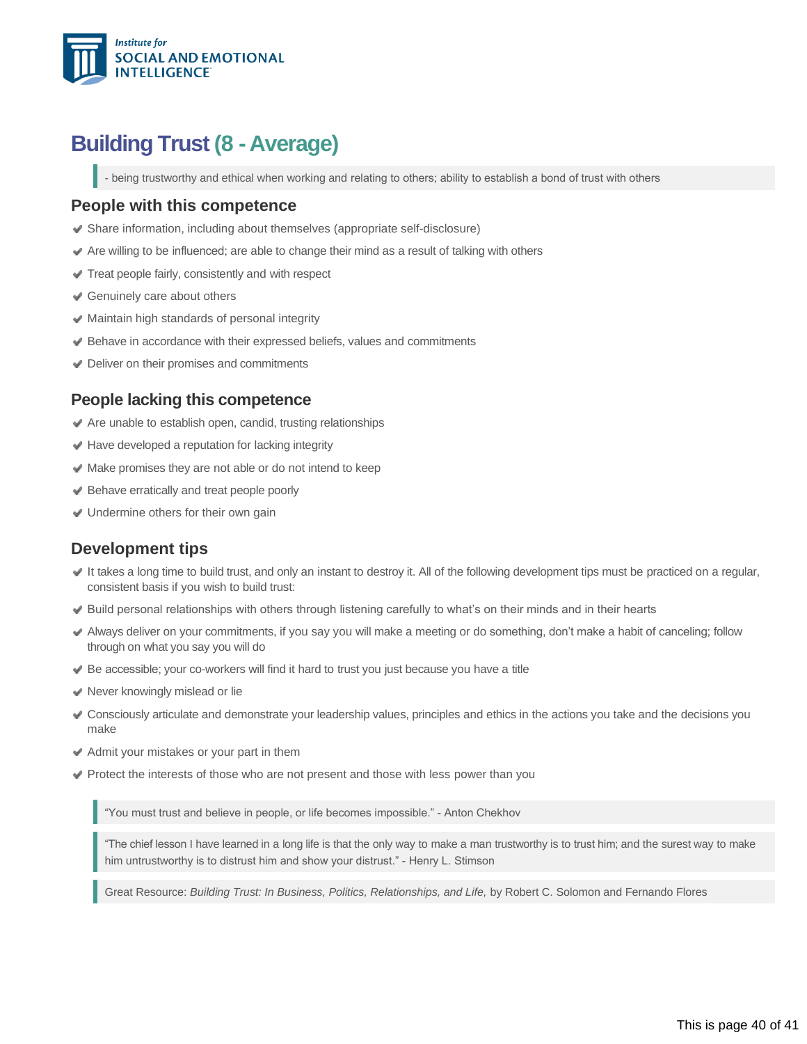# Building Trust (8 - Average)

> - being trustworthy and ethical when working and relating to others; ability to establish a bond of trust with others

## People with this competence

- Share information, including about themselves (appropriate self-disclosure)
- Are willing to be influenced; are able to change their mind as a result of talking with others
- Treat people fairly, consistently and with respect
- Genuinely care about others
- Maintain high standards of personal integrity
- Behave in accordance with their expressed beliefs, values and commitments
- Deliver on their promises and commitments

## People lacking this competence

- Are unable to establish open, candid, trusting relationships
- Have developed a reputation for lacking integrity
- Make promises they are not able or do not intend to keep
- Behave erratically and treat people poorly
- Undermine others for their own gain

## Development tips

- It takes a long time to build trust, and only an instant to destroy it. All of the following development tips must be practiced on a regular, consistent basis if you wish to build trust:
- Build personal relationships with others through listening carefully to what's on their minds and in their hearts
- Always deliver on your commitments, if you say you will make a meeting or do something, don't make a habit of canceling; follow through on what you say you will do
- Be accessible; your co-workers will find it hard to trust you just because you have a title
- Never knowingly mislead or lie
- Consciously articulate and demonstrate your leadership values, principles and ethics in the actions you take and the decisions you make
- Admit your mistakes or your part in them
- Protect the interests of those who are not present and those with less power than you

> "You must trust and believe in people, or life becomes impossible." - Anton Chekhov

> "The chief lesson I have learned in a long life is that the only way to make a man trustworthy is to trust him; and the surest way to make him untrustworthy is to distrust him and show your distrust." - Henry L. Stimson

> Great Resource: *Building Trust: In Business, Politics, Relationships, and Life,* by Robert C. Solomon and Fernando Flores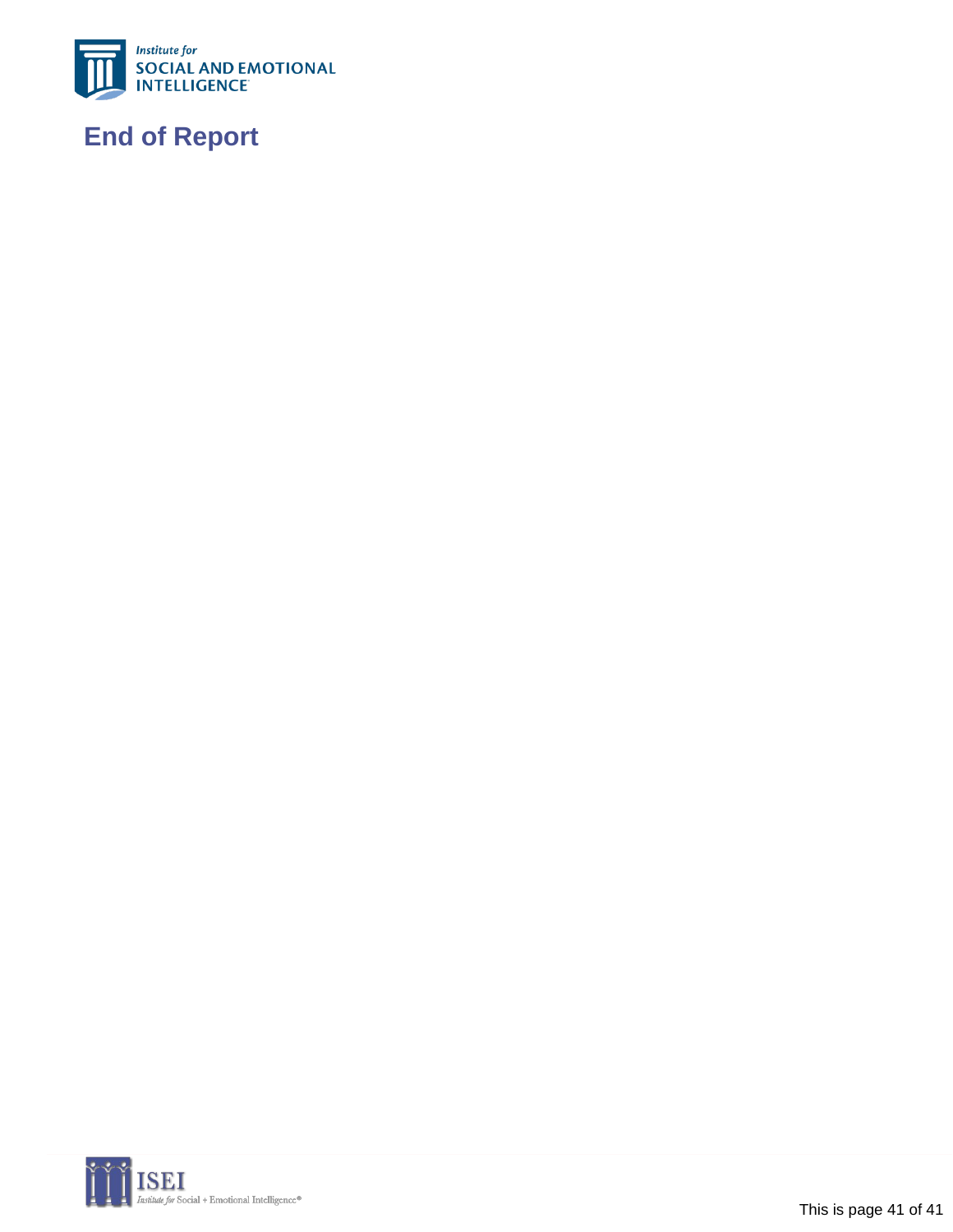# End of Report